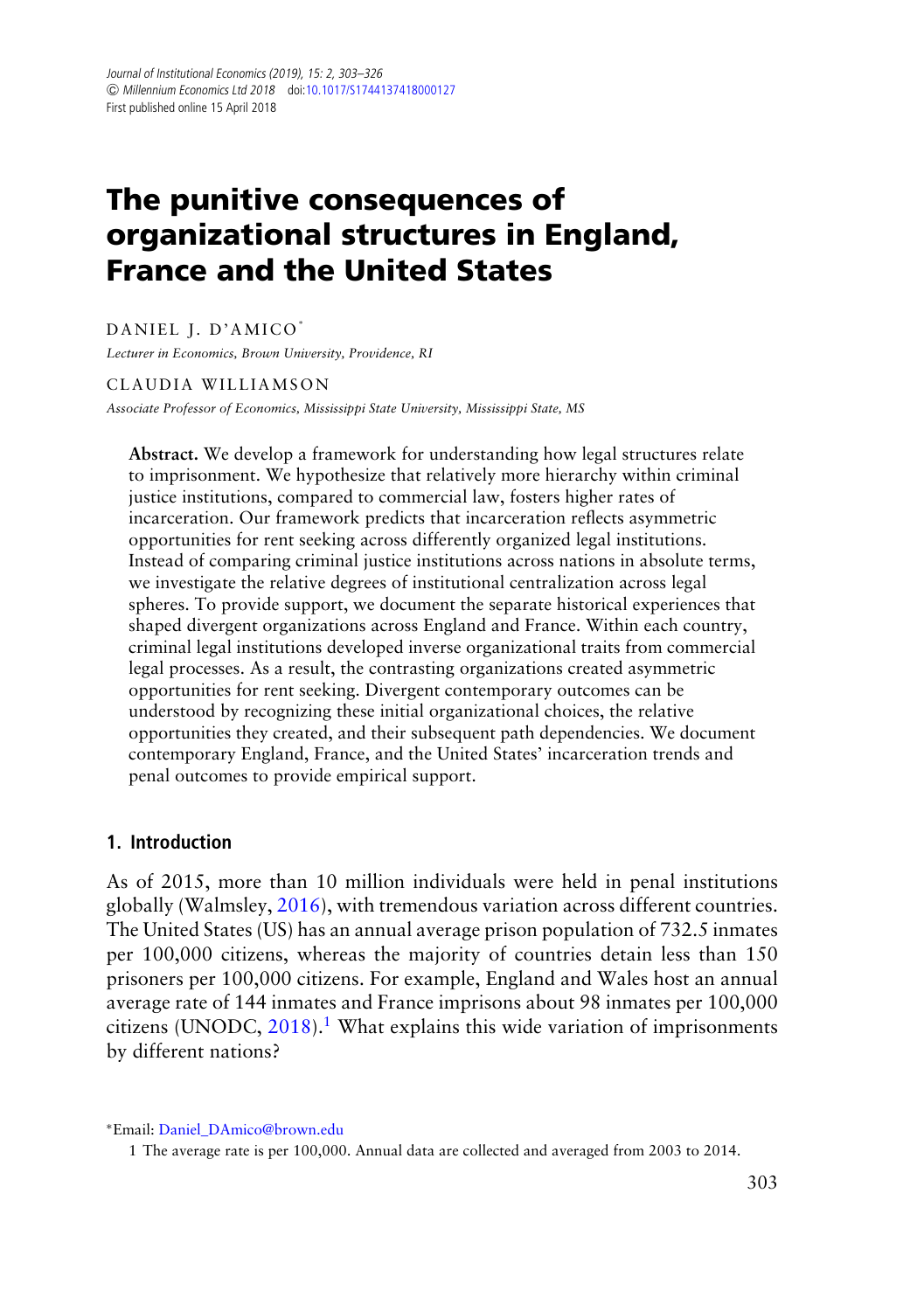# The punitive consequences of organizational structures in England, France and the United States

DANIEL J. D'AMICO*

*Lecturer in Economics, Brown University, Providence, RI*

CLAUDIA WILLIAMSON

*Associate Professor of Economics, Mississippi State University, Mississippi State, MS*

**Abstract.** We develop a framework for understanding how legal structures relate to imprisonment. We hypothesize that relatively more hierarchy within criminal justice institutions, compared to commercial law, fosters higher rates of incarceration. Our framework predicts that incarceration reflects asymmetric opportunities for rent seeking across differently organized legal institutions. Instead of comparing criminal justice institutions across nations in absolute terms, we investigate the relative degrees of institutional centralization across legal spheres. To provide support, we document the separate historical experiences that shaped divergent organizations across England and France. Within each country, criminal legal institutions developed inverse organizational traits from commercial legal processes. As a result, the contrasting organizations created asymmetric opportunities for rent seeking. Divergent contemporary outcomes can be understood by recognizing these initial organizational choices, the relative opportunities they created, and their subsequent path dependencies. We document contemporary England, France, and the United States' incarceration trends and penal outcomes to provide empirical support.

## 1. Introduction

As of 2015, more than 10 million individuals were held in penal institutions globally (Walmsley, 2016), with tremendous variation across different countries. The United States (US) has an annual average prison population of 732.5 inmates per 100,000 citizens, whereas the majority of countries detain less than 150 prisoners per 100,000 citizens. For example, England and Wales host an annual average rate of 144 inmates and France imprisons about 98 inmates per 100,000 citizens (UNODC, 2018).[1] What explains this wide variation of imprisonments by different nations?

*Email: Daniel_DAmico@brown.edu

1 The average rate is per 100,000. Annual data are collected and averaged from 2003 to 2014.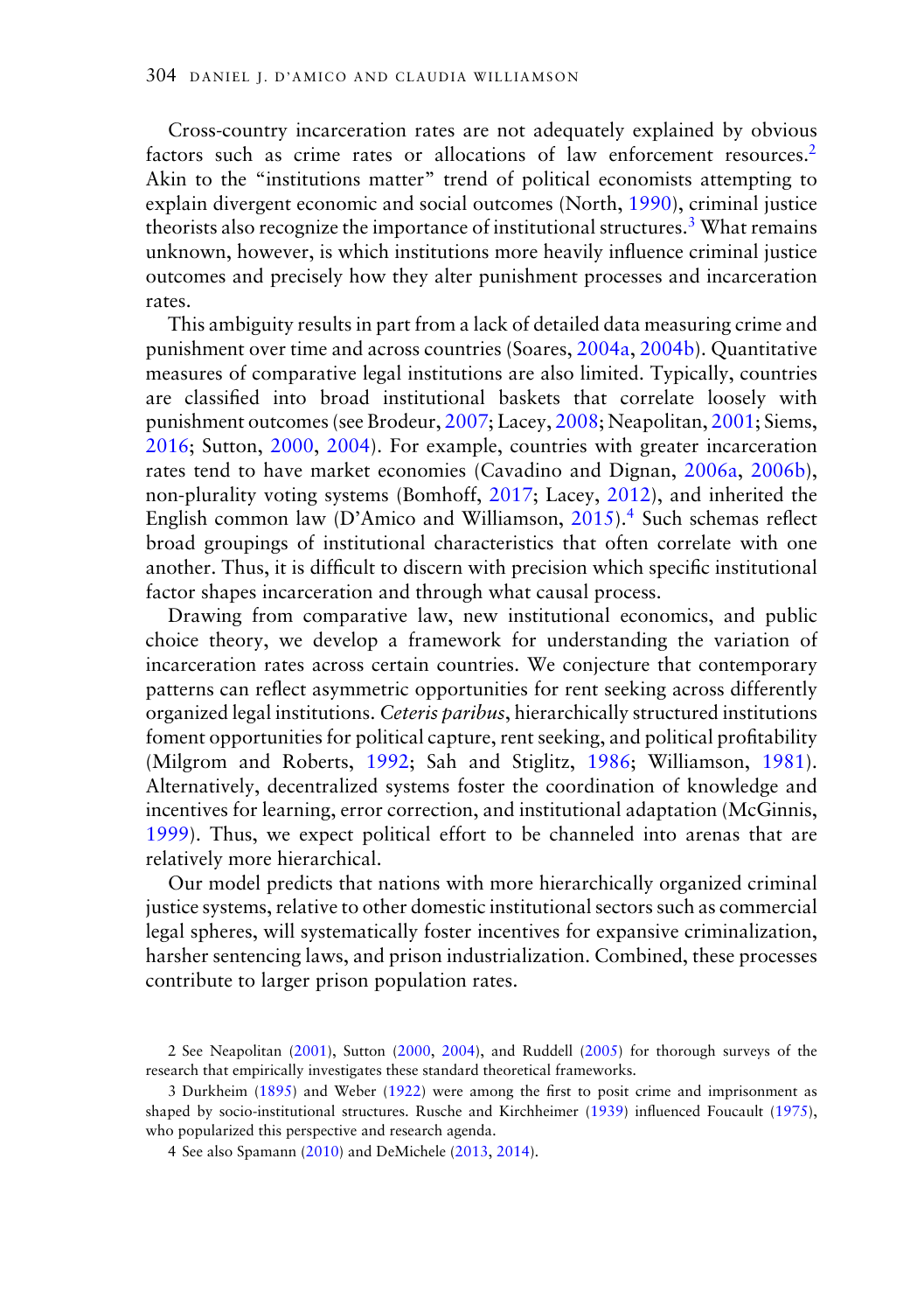Cross-country incarceration rates are not adequately explained by obvious factors such as crime rates or allocations of law enforcement resources.[2] Akin to the "institutions matter" trend of political economists attempting to explain divergent economic and social outcomes (North, 1990), criminal justice theorists also recognize the importance of institutional structures.[3] What remains unknown, however, is which institutions more heavily influence criminal justice outcomes and precisely how they alter punishment processes and incarceration rates.

This ambiguity results in part from a lack of detailed data measuring crime and punishment over time and across countries (Soares, 2004a, 2004b). Quantitative measures of comparative legal institutions are also limited. Typically, countries are classified into broad institutional baskets that correlate loosely with punishment outcomes (see Brodeur, 2007; Lacey, 2008; Neapolitan, 2001; Siems, 2016; Sutton, 2000, 2004). For example, countries with greater incarceration rates tend to have market economies (Cavadino and Dignan, 2006a, 2006b), non-plurality voting systems (Bomhoff, 2017; Lacey, 2012), and inherited the English common law (D'Amico and Williamson, 2015).[4] Such schemas reflect broad groupings of institutional characteristics that often correlate with one another. Thus, it is difficult to discern with precision which specific institutional factor shapes incarceration and through what causal process.

Drawing from comparative law, new institutional economics, and public choice theory, we develop a framework for understanding the variation of incarceration rates across certain countries. We conjecture that contemporary patterns can reflect asymmetric opportunities for rent seeking across differently organized legal institutions. *Ceteris paribus*, hierarchically structured institutions foment opportunities for political capture, rent seeking, and political profitability (Milgrom and Roberts, 1992; Sah and Stiglitz, 1986; Williamson, 1981). Alternatively, decentralized systems foster the coordination of knowledge and incentives for learning, error correction, and institutional adaptation (McGinnis, 1999). Thus, we expect political effort to be channeled into arenas that are relatively more hierarchical.

Our model predicts that nations with more hierarchically organized criminal justice systems, relative to other domestic institutional sectors such as commercial legal spheres, will systematically foster incentives for expansive criminalization, harsher sentencing laws, and prison industrialization. Combined, these processes contribute to larger prison population rates.

2 See Neapolitan (2001), Sutton (2000, 2004), and Ruddell (2005) for thorough surveys of the research that empirically investigates these standard theoretical frameworks.

3 Durkheim (1895) and Weber (1922) were among the first to posit crime and imprisonment as shaped by socio-institutional structures. Rusche and Kirchheimer (1939) influenced Foucault (1975), who popularized this perspective and research agenda.

4 See also Spamann (2010) and DeMichele (2013, 2014).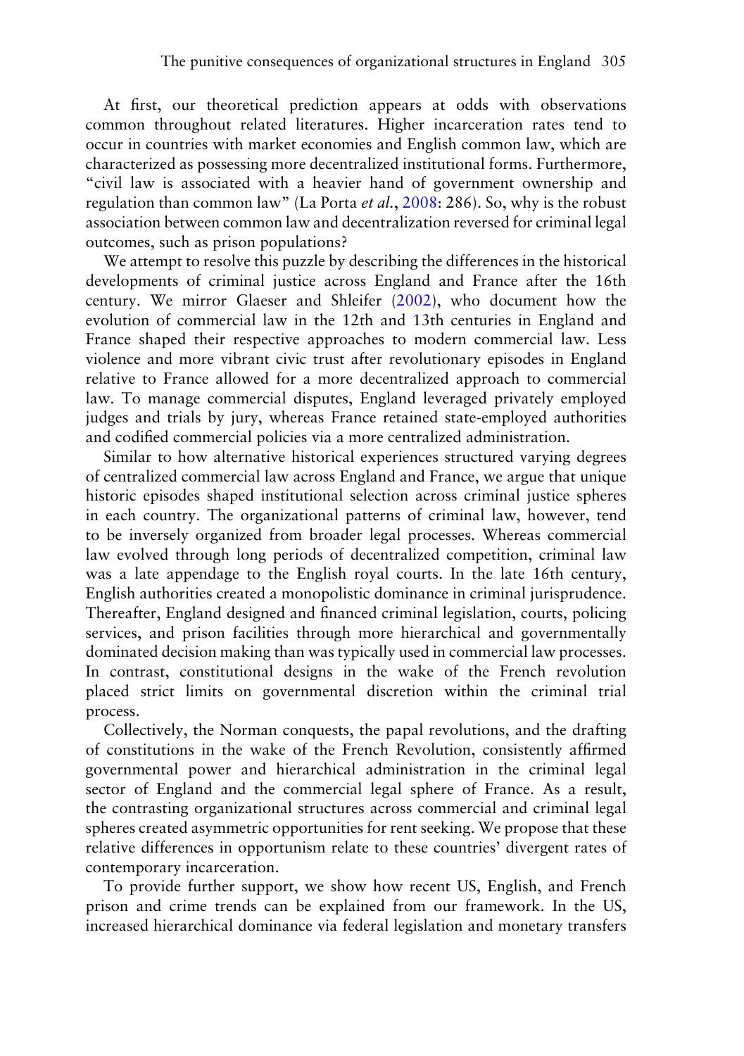At first, our theoretical prediction appears at odds with observations common throughout related literatures. Higher incarceration rates tend to occur in countries with market economies and English common law, which are characterized as possessing more decentralized institutional forms. Furthermore, "civil law is associated with a heavier hand of government ownership and regulation than common law" (La Porta *et al.*, 2008: 286). So, why is the robust association between common law and decentralization reversed for criminal legal outcomes, such as prison populations?

We attempt to resolve this puzzle by describing the differences in the historical developments of criminal justice across England and France after the 16th century. We mirror Glaeser and Shleifer (2002), who document how the evolution of commercial law in the 12th and 13th centuries in England and France shaped their respective approaches to modern commercial law. Less violence and more vibrant civic trust after revolutionary episodes in England relative to France allowed for a more decentralized approach to commercial law. To manage commercial disputes, England leveraged privately employed judges and trials by jury, whereas France retained state-employed authorities and codified commercial policies via a more centralized administration.

Similar to how alternative historical experiences structured varying degrees of centralized commercial law across England and France, we argue that unique historic episodes shaped institutional selection across criminal justice spheres in each country. The organizational patterns of criminal law, however, tend to be inversely organized from broader legal processes. Whereas commercial law evolved through long periods of decentralized competition, criminal law was a late appendage to the English royal courts. In the late 16th century, English authorities created a monopolistic dominance in criminal jurisprudence. Thereafter, England designed and financed criminal legislation, courts, policing services, and prison facilities through more hierarchical and governmentally dominated decision making than was typically used in commercial law processes. In contrast, constitutional designs in the wake of the French revolution placed strict limits on governmental discretion within the criminal trial process.

Collectively, the Norman conquests, the papal revolutions, and the drafting of constitutions in the wake of the French Revolution, consistently affirmed governmental power and hierarchical administration in the criminal legal sector of England and the commercial legal sphere of France. As a result, the contrasting organizational structures across commercial and criminal legal spheres created asymmetric opportunities for rent seeking. We propose that these relative differences in opportunism relate to these countries' divergent rates of contemporary incarceration.

To provide further support, we show how recent US, English, and French prison and crime trends can be explained from our framework. In the US, increased hierarchical dominance via federal legislation and monetary transfers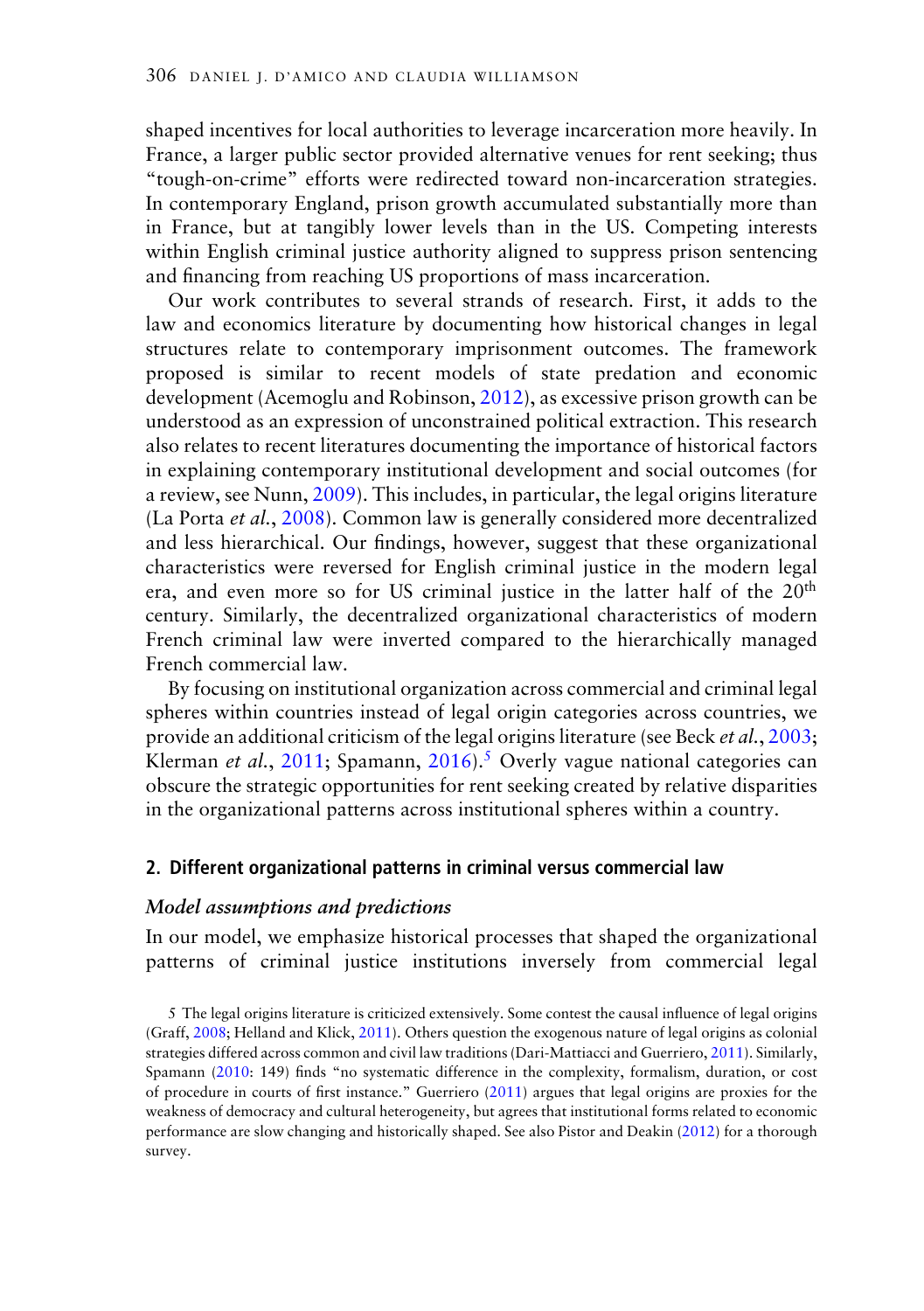shaped incentives for local authorities to leverage incarceration more heavily. In France, a larger public sector provided alternative venues for rent seeking; thus "tough-on-crime" efforts were redirected toward non-incarceration strategies. In contemporary England, prison growth accumulated substantially more than in France, but at tangibly lower levels than in the US. Competing interests within English criminal justice authority aligned to suppress prison sentencing and financing from reaching US proportions of mass incarceration.

Our work contributes to several strands of research. First, it adds to the law and economics literature by documenting how historical changes in legal structures relate to contemporary imprisonment outcomes. The framework proposed is similar to recent models of state predation and economic development (Acemoglu and Robinson, 2012), as excessive prison growth can be understood as an expression of unconstrained political extraction. This research also relates to recent literatures documenting the importance of historical factors in explaining contemporary institutional development and social outcomes (for a review, see Nunn, 2009). This includes, in particular, the legal origins literature (La Porta *et al.*, 2008). Common law is generally considered more decentralized and less hierarchical. Our findings, however, suggest that these organizational characteristics were reversed for English criminal justice in the modern legal era, and even more so for US criminal justice in the latter half of the 20th century. Similarly, the decentralized organizational characteristics of modern French criminal law were inverted compared to the hierarchically managed French commercial law.

By focusing on institutional organization across commercial and criminal legal spheres within countries instead of legal origin categories across countries, we provide an additional criticism of the legal origins literature (see Beck *et al.*, 2003; Klerman *et al.*, 2011; Spamann, 2016).[5] Overly vague national categories can obscure the strategic opportunities for rent seeking created by relative disparities in the organizational patterns across institutional spheres within a country.

## 2. Different organizational patterns in criminal versus commercial law

### *Model assumptions and predictions*

In our model, we emphasize historical processes that shaped the organizational patterns of criminal justice institutions inversely from commercial legal

5 The legal origins literature is criticized extensively. Some contest the causal influence of legal origins (Graff, 2008; Helland and Klick, 2011). Others question the exogenous nature of legal origins as colonial strategies differed across common and civil law traditions (Dari-Mattiacci and Guerriero, 2011). Similarly, Spamann (2010: 149) finds "no systematic difference in the complexity, formalism, duration, or cost of procedure in courts of first instance." Guerriero (2011) argues that legal origins are proxies for the weakness of democracy and cultural heterogeneity, but agrees that institutional forms related to economic performance are slow changing and historically shaped. See also Pistor and Deakin (2012) for a thorough survey.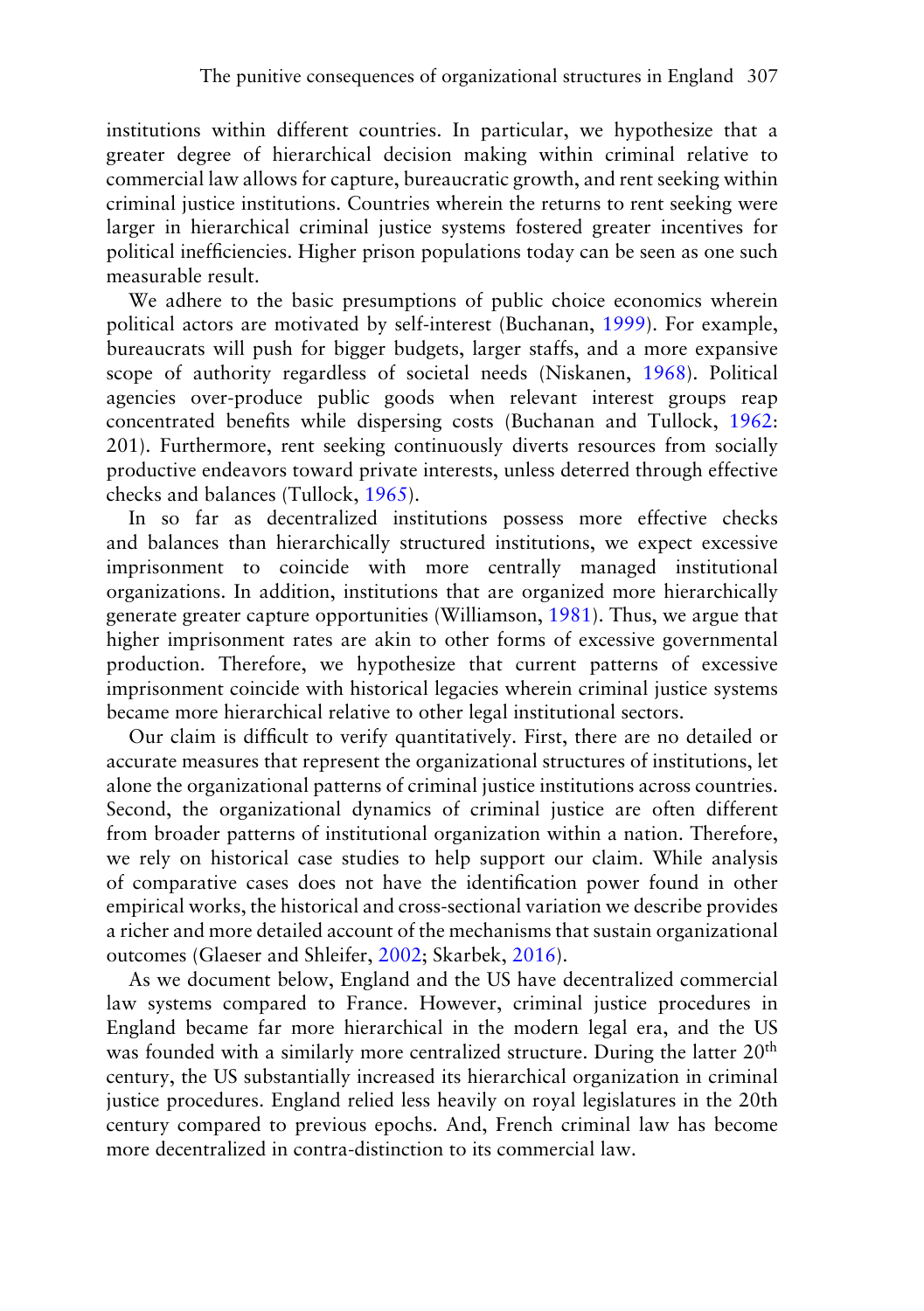institutions within different countries. In particular, we hypothesize that a greater degree of hierarchical decision making within criminal relative to commercial law allows for capture, bureaucratic growth, and rent seeking within criminal justice institutions. Countries wherein the returns to rent seeking were larger in hierarchical criminal justice systems fostered greater incentives for political inefficiencies. Higher prison populations today can be seen as one such measurable result.

We adhere to the basic presumptions of public choice economics wherein political actors are motivated by self-interest (Buchanan, 1999). For example, bureaucrats will push for bigger budgets, larger staffs, and a more expansive scope of authority regardless of societal needs (Niskanen, 1968). Political agencies over-produce public goods when relevant interest groups reap concentrated benefits while dispersing costs (Buchanan and Tullock, 1962: 201). Furthermore, rent seeking continuously diverts resources from socially productive endeavors toward private interests, unless deterred through effective checks and balances (Tullock, 1965).

In so far as decentralized institutions possess more effective checks and balances than hierarchically structured institutions, we expect excessive imprisonment to coincide with more centrally managed institutional organizations. In addition, institutions that are organized more hierarchically generate greater capture opportunities (Williamson, 1981). Thus, we argue that higher imprisonment rates are akin to other forms of excessive governmental production. Therefore, we hypothesize that current patterns of excessive imprisonment coincide with historical legacies wherein criminal justice systems became more hierarchical relative to other legal institutional sectors.

Our claim is difficult to verify quantitatively. First, there are no detailed or accurate measures that represent the organizational structures of institutions, let alone the organizational patterns of criminal justice institutions across countries. Second, the organizational dynamics of criminal justice are often different from broader patterns of institutional organization within a nation. Therefore, we rely on historical case studies to help support our claim. While analysis of comparative cases does not have the identification power found in other empirical works, the historical and cross-sectional variation we describe provides a richer and more detailed account of the mechanisms that sustain organizational outcomes (Glaeser and Shleifer, 2002; Skarbek, 2016).

As we document below, England and the US have decentralized commercial law systems compared to France. However, criminal justice procedures in England became far more hierarchical in the modern legal era, and the US was founded with a similarly more centralized structure. During the latter 20th century, the US substantially increased its hierarchical organization in criminal justice procedures. England relied less heavily on royal legislatures in the 20th century compared to previous epochs. And, French criminal law has become more decentralized in contra-distinction to its commercial law.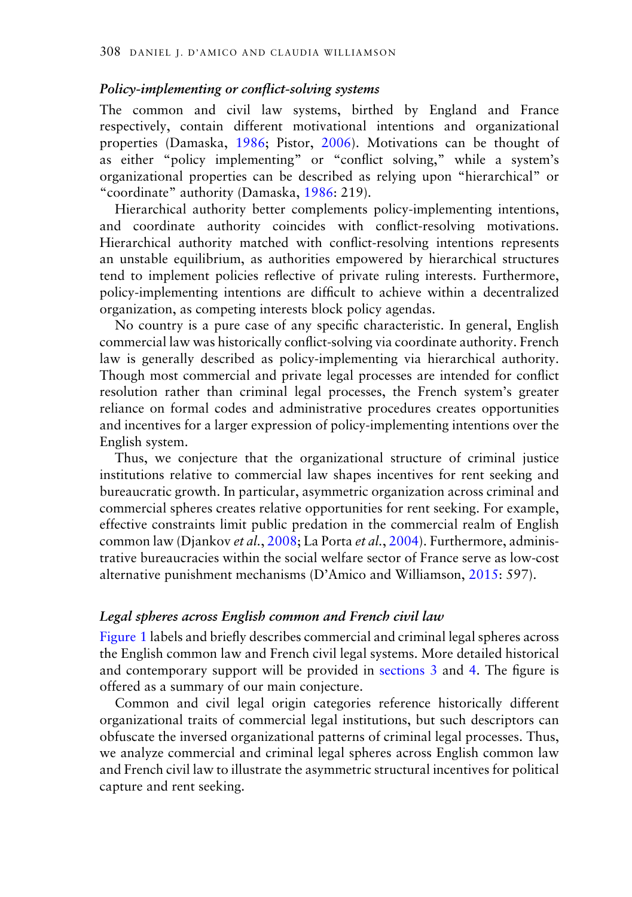### *Policy-implementing or conflict-solving systems*

The common and civil law systems, birthed by England and France respectively, contain different motivational intentions and organizational properties (Damaska, 1986; Pistor, 2006). Motivations can be thought of as either "policy implementing" or "conflict solving," while a system's organizational properties can be described as relying upon "hierarchical" or "coordinate" authority (Damaska, 1986: 219).

Hierarchical authority better complements policy-implementing intentions, and coordinate authority coincides with conflict-resolving motivations. Hierarchical authority matched with conflict-resolving intentions represents an unstable equilibrium, as authorities empowered by hierarchical structures tend to implement policies reflective of private ruling interests. Furthermore, policy-implementing intentions are difficult to achieve within a decentralized organization, as competing interests block policy agendas.

No country is a pure case of any specific characteristic. In general, English commercial law was historically conflict-solving via coordinate authority. French law is generally described as policy-implementing via hierarchical authority. Though most commercial and private legal processes are intended for conflict resolution rather than criminal legal processes, the French system's greater reliance on formal codes and administrative procedures creates opportunities and incentives for a larger expression of policy-implementing intentions over the English system.

Thus, we conjecture that the organizational structure of criminal justice institutions relative to commercial law shapes incentives for rent seeking and bureaucratic growth. In particular, asymmetric organization across criminal and commercial spheres creates relative opportunities for rent seeking. For example, effective constraints limit public predation in the commercial realm of English common law (Djankov *et al.*, 2008; La Porta *et al.*, 2004). Furthermore, administrative bureaucracies within the social welfare sector of France serve as low-cost alternative punishment mechanisms (D'Amico and Williamson, 2015: 597).

### *Legal spheres across English common and French civil law*

Figure 1 labels and briefly describes commercial and criminal legal spheres across the English common law and French civil legal systems. More detailed historical and contemporary support will be provided in sections 3 and 4. The figure is offered as a summary of our main conjecture.

Common and civil legal origin categories reference historically different organizational traits of commercial legal institutions, but such descriptors can obfuscate the inversed organizational patterns of criminal legal processes. Thus, we analyze commercial and criminal legal spheres across English common law and French civil law to illustrate the asymmetric structural incentives for political capture and rent seeking.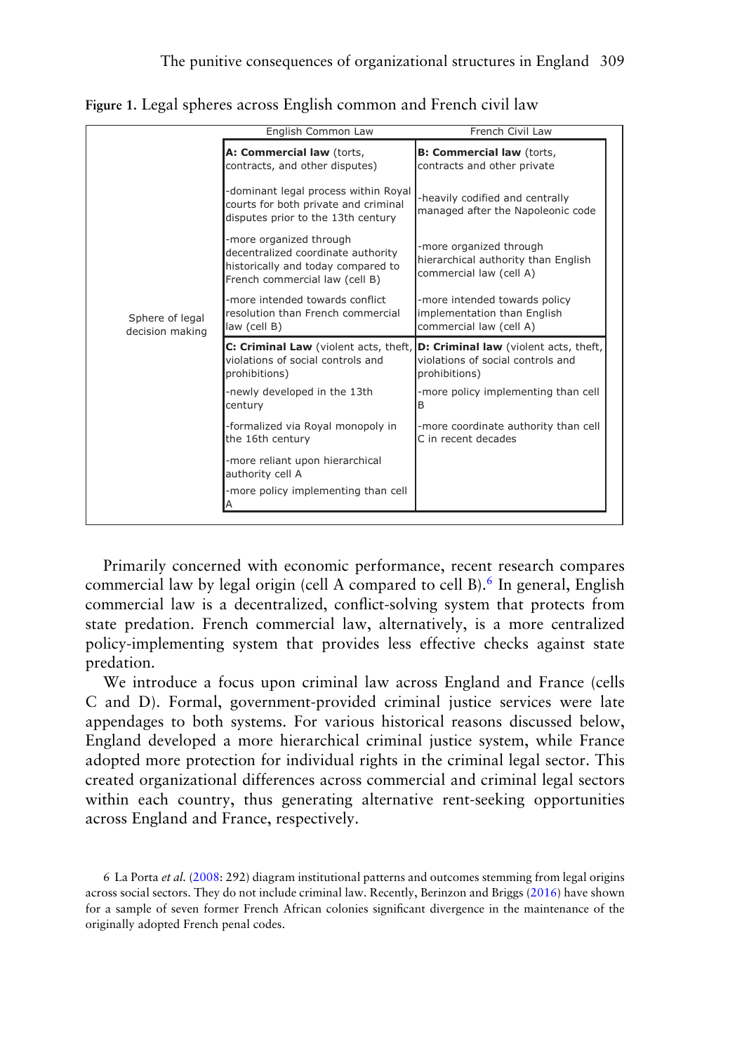**Figure 1.** Legal spheres across English common and French civil law

| | English Common Law | French Civil Law |
|---|---|---|
| Sphere of legal decision making | **A: Commercial law** (torts, contracts, and other disputes)<br><br>-dominant legal process within Royal courts for both private and criminal disputes prior to the 13th century<br><br>-more organized through decentralized coordinate authority historically and today compared to French commercial law (cell B)<br><br>-more intended towards conflict resolution than French commercial law (cell B) | **B: Commercial law** (torts, contracts and other private<br><br>-heavily codified and centrally managed after the Napoleonic code<br><br>-more organized through hierarchical authority than English commercial law (cell A)<br><br>-more intended towards policy implementation than English commercial law (cell A) |
| | **C: Criminal Law** (violent acts, theft, violations of social controls and prohibitions)<br><br>-newly developed in the 13th century<br><br>-formalized via Royal monopoly in the 16th century<br><br>-more reliant upon hierarchical authority cell A<br><br>-more policy implementing than cell A | **D: Criminal law** (violent acts, theft, violations of social controls and prohibitions)<br><br>-more policy implementing than cell B<br><br>-more coordinate authority than cell C in recent decades |

Primarily concerned with economic performance, recent research compares commercial law by legal origin (cell A compared to cell B).[6] In general, English commercial law is a decentralized, conflict-solving system that protects from state predation. French commercial law, alternatively, is a more centralized policy-implementing system that provides less effective checks against state predation.

We introduce a focus upon criminal law across England and France (cells C and D). Formal, government-provided criminal justice services were late appendages to both systems. For various historical reasons discussed below, England developed a more hierarchical criminal justice system, while France adopted more protection for individual rights in the criminal legal sector. This created organizational differences across commercial and criminal legal sectors within each country, thus generating alternative rent-seeking opportunities across England and France, respectively.

6 La Porta *et al.* (2008: 292) diagram institutional patterns and outcomes stemming from legal origins across social sectors. They do not include criminal law. Recently, Berinzon and Briggs (2016) have shown for a sample of seven former French African colonies significant divergence in the maintenance of the originally adopted French penal codes.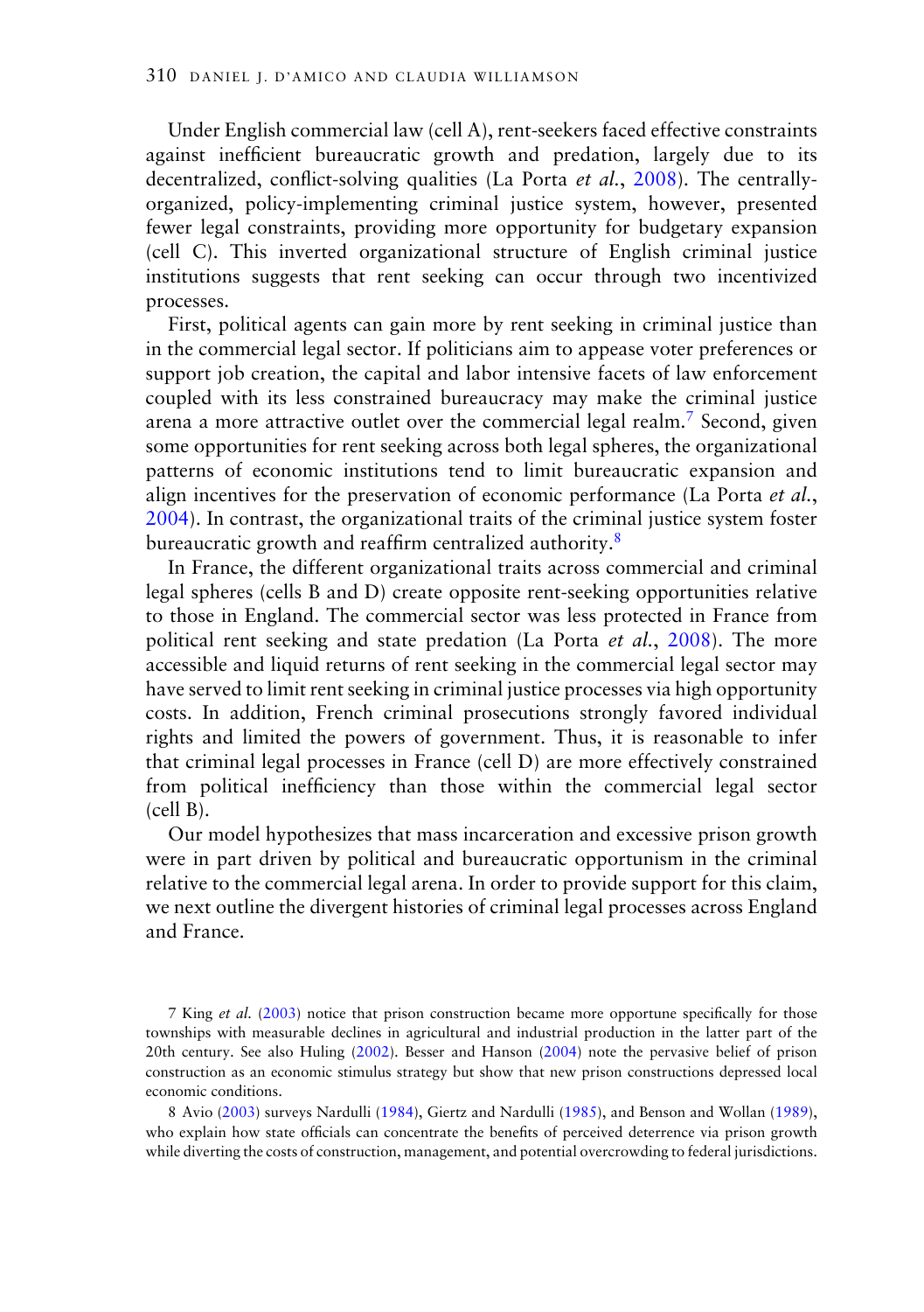Under English commercial law (cell A), rent-seekers faced effective constraints against inefficient bureaucratic growth and predation, largely due to its decentralized, conflict-solving qualities (La Porta *et al.*, 2008). The centrally-organized, policy-implementing criminal justice system, however, presented fewer legal constraints, providing more opportunity for budgetary expansion (cell C). This inverted organizational structure of English criminal justice institutions suggests that rent seeking can occur through two incentivized processes.

First, political agents can gain more by rent seeking in criminal justice than in the commercial legal sector. If politicians aim to appease voter preferences or support job creation, the capital and labor intensive facets of law enforcement coupled with its less constrained bureaucracy may make the criminal justice arena a more attractive outlet over the commercial legal realm.[7] Second, given some opportunities for rent seeking across both legal spheres, the organizational patterns of economic institutions tend to limit bureaucratic expansion and align incentives for the preservation of economic performance (La Porta *et al.*, 2004). In contrast, the organizational traits of the criminal justice system foster bureaucratic growth and reaffirm centralized authority.[8]

In France, the different organizational traits across commercial and criminal legal spheres (cells B and D) create opposite rent-seeking opportunities relative to those in England. The commercial sector was less protected in France from political rent seeking and state predation (La Porta *et al.*, 2008). The more accessible and liquid returns of rent seeking in the commercial legal sector may have served to limit rent seeking in criminal justice processes via high opportunity costs. In addition, French criminal prosecutions strongly favored individual rights and limited the powers of government. Thus, it is reasonable to infer that criminal legal processes in France (cell D) are more effectively constrained from political inefficiency than those within the commercial legal sector (cell B).

Our model hypothesizes that mass incarceration and excessive prison growth were in part driven by political and bureaucratic opportunism in the criminal relative to the commercial legal arena. In order to provide support for this claim, we next outline the divergent histories of criminal legal processes across England and France.

7 King *et al.* (2003) notice that prison construction became more opportune specifically for those townships with measurable declines in agricultural and industrial production in the latter part of the 20th century. See also Huling (2002). Besser and Hanson (2004) note the pervasive belief of prison construction as an economic stimulus strategy but show that new prison constructions depressed local economic conditions.

8 Avio (2003) surveys Nardulli (1984), Giertz and Nardulli (1985), and Benson and Wollan (1989), who explain how state officials can concentrate the benefits of perceived deterrence via prison growth while diverting the costs of construction, management, and potential overcrowding to federal jurisdictions.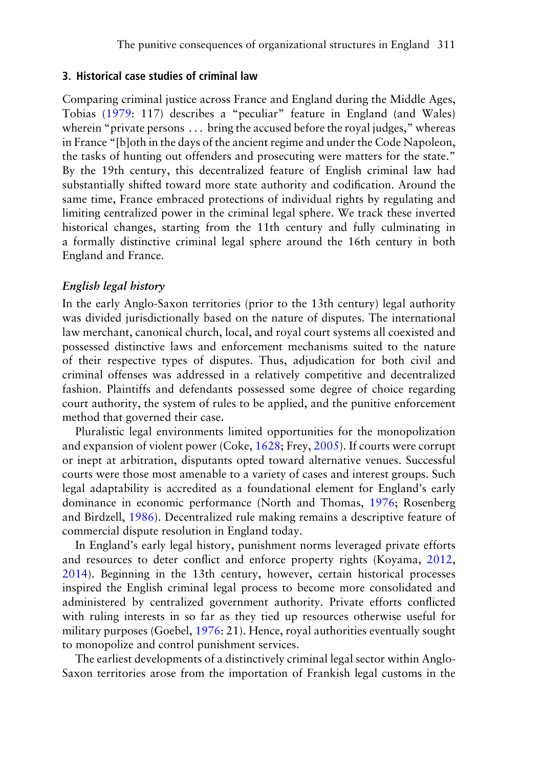## 3. Historical case studies of criminal law

Comparing criminal justice across France and England during the Middle Ages, Tobias (1979: 117) describes a "peculiar" feature in England (and Wales) wherein "private persons ... bring the accused before the royal judges," whereas in France "[b]oth in the days of the ancient regime and under the Code Napoleon, the tasks of hunting out offenders and prosecuting were matters for the state." By the 19th century, this decentralized feature of English criminal law had substantially shifted toward more state authority and codification. Around the same time, France embraced protections of individual rights by regulating and limiting centralized power in the criminal legal sphere. We track these inverted historical changes, starting from the 11th century and fully culminating in a formally distinctive criminal legal sphere around the 16th century in both England and France.

### *English legal history*

In the early Anglo-Saxon territories (prior to the 13th century) legal authority was divided jurisdictionally based on the nature of disputes. The international law merchant, canonical church, local, and royal court systems all coexisted and possessed distinctive laws and enforcement mechanisms suited to the nature of their respective types of disputes. Thus, adjudication for both civil and criminal offenses was addressed in a relatively competitive and decentralized fashion. Plaintiffs and defendants possessed some degree of choice regarding court authority, the system of rules to be applied, and the punitive enforcement method that governed their case.

Pluralistic legal environments limited opportunities for the monopolization and expansion of violent power (Coke, 1628; Frey, 2005). If courts were corrupt or inept at arbitration, disputants opted toward alternative venues. Successful courts were those most amenable to a variety of cases and interest groups. Such legal adaptability is accredited as a foundational element for England's early dominance in economic performance (North and Thomas, 1976; Rosenberg and Birdzell, 1986). Decentralized rule making remains a descriptive feature of commercial dispute resolution in England today.

In England's early legal history, punishment norms leveraged private efforts and resources to deter conflict and enforce property rights (Koyama, 2012, 2014). Beginning in the 13th century, however, certain historical processes inspired the English criminal legal process to become more consolidated and administered by centralized government authority. Private efforts conflicted with ruling interests in so far as they tied up resources otherwise useful for military purposes (Goebel, 1976: 21). Hence, royal authorities eventually sought to monopolize and control punishment services.

The earliest developments of a distinctively criminal legal sector within Anglo-Saxon territories arose from the importation of Frankish legal customs in the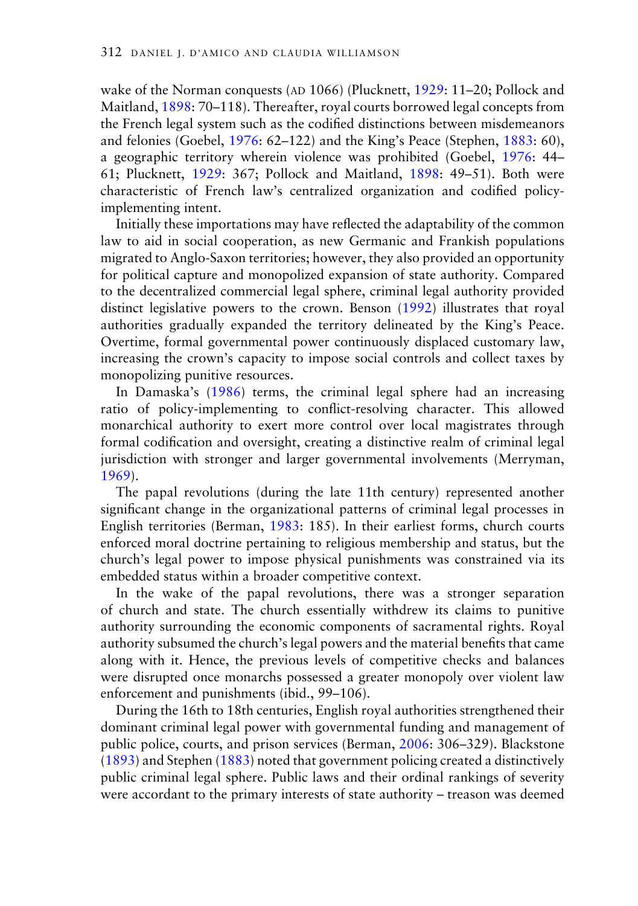wake of the Norman conquests (AD 1066) (Plucknett, 1929: 11–20; Pollock and Maitland, 1898: 70–118). Thereafter, royal courts borrowed legal concepts from the French legal system such as the codified distinctions between misdemeanors and felonies (Goebel, 1976: 62–122) and the King's Peace (Stephen, 1883: 60), a geographic territory wherein violence was prohibited (Goebel, 1976: 44–61; Plucknett, 1929: 367; Pollock and Maitland, 1898: 49–51). Both were characteristic of French law's centralized organization and codified policy-implementing intent.

Initially these importations may have reflected the adaptability of the common law to aid in social cooperation, as new Germanic and Frankish populations migrated to Anglo-Saxon territories; however, they also provided an opportunity for political capture and monopolized expansion of state authority. Compared to the decentralized commercial legal sphere, criminal legal authority provided distinct legislative powers to the crown. Benson (1992) illustrates that royal authorities gradually expanded the territory delineated by the King's Peace. Overtime, formal governmental power continuously displaced customary law, increasing the crown's capacity to impose social controls and collect taxes by monopolizing punitive resources.

In Damaska's (1986) terms, the criminal legal sphere had an increasing ratio of policy-implementing to conflict-resolving character. This allowed monarchical authority to exert more control over local magistrates through formal codification and oversight, creating a distinctive realm of criminal legal jurisdiction with stronger and larger governmental involvements (Merryman, 1969).

The papal revolutions (during the late 11th century) represented another significant change in the organizational patterns of criminal legal processes in English territories (Berman, 1983: 185). In their earliest forms, church courts enforced moral doctrine pertaining to religious membership and status, but the church's legal power to impose physical punishments was constrained via its embedded status within a broader competitive context.

In the wake of the papal revolutions, there was a stronger separation of church and state. The church essentially withdrew its claims to punitive authority surrounding the economic components of sacramental rights. Royal authority subsumed the church's legal powers and the material benefits that came along with it. Hence, the previous levels of competitive checks and balances were disrupted once monarchs possessed a greater monopoly over violent law enforcement and punishments (ibid., 99–106).

During the 16th to 18th centuries, English royal authorities strengthened their dominant criminal legal power with governmental funding and management of public police, courts, and prison services (Berman, 2006: 306–329). Blackstone (1893) and Stephen (1883) noted that government policing created a distinctively public criminal legal sphere. Public laws and their ordinal rankings of severity were accordant to the primary interests of state authority – treason was deemed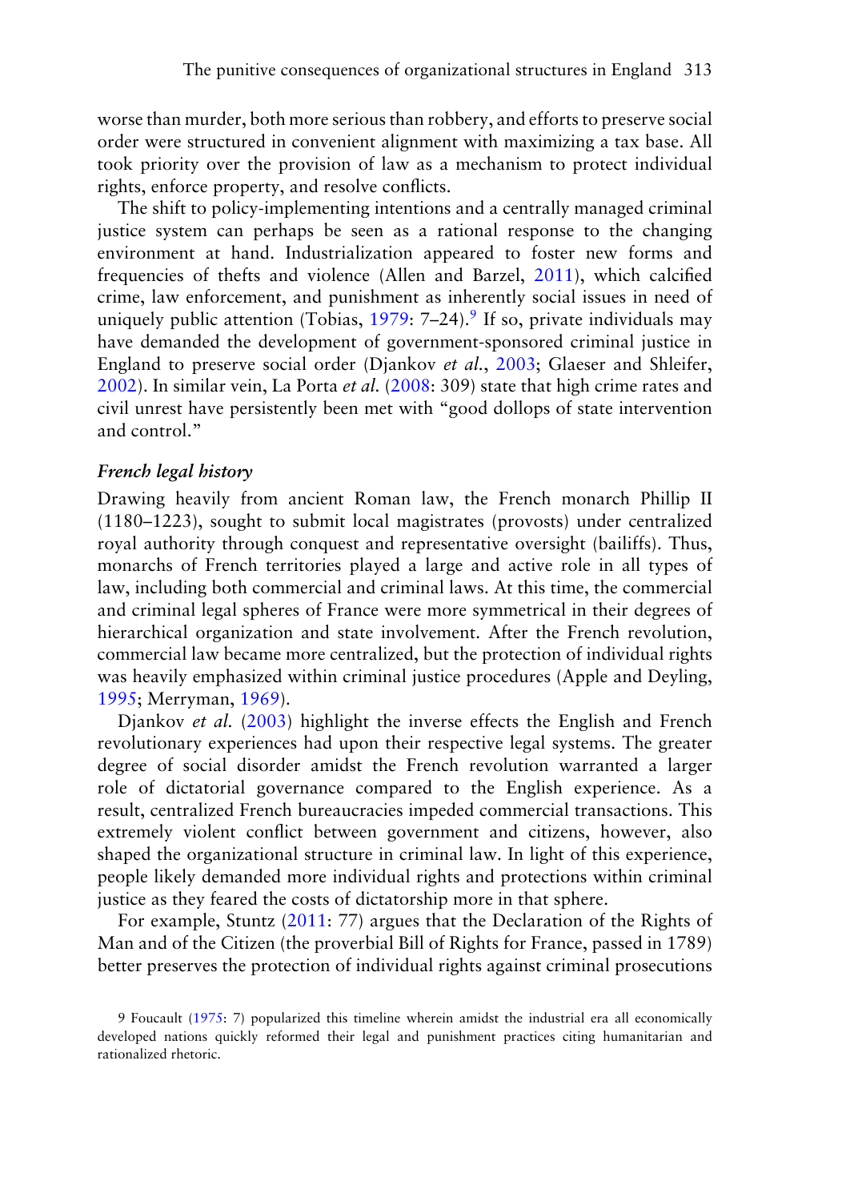worse than murder, both more serious than robbery, and efforts to preserve social order were structured in convenient alignment with maximizing a tax base. All took priority over the provision of law as a mechanism to protect individual rights, enforce property, and resolve conflicts.

The shift to policy-implementing intentions and a centrally managed criminal justice system can perhaps be seen as a rational response to the changing environment at hand. Industrialization appeared to foster new forms and frequencies of thefts and violence (Allen and Barzel, 2011), which calcified crime, law enforcement, and punishment as inherently social issues in need of uniquely public attention (Tobias, 1979: 7–24).[9] If so, private individuals may have demanded the development of government-sponsored criminal justice in England to preserve social order (Djankov *et al.*, 2003; Glaeser and Shleifer, 2002). In similar vein, La Porta *et al.* (2008: 309) state that high crime rates and civil unrest have persistently been met with "good dollops of state intervention and control."

### *French legal history*

Drawing heavily from ancient Roman law, the French monarch Phillip II (1180–1223), sought to submit local magistrates (provosts) under centralized royal authority through conquest and representative oversight (bailiffs). Thus, monarchs of French territories played a large and active role in all types of law, including both commercial and criminal laws. At this time, the commercial and criminal legal spheres of France were more symmetrical in their degrees of hierarchical organization and state involvement. After the French revolution, commercial law became more centralized, but the protection of individual rights was heavily emphasized within criminal justice procedures (Apple and Deyling, 1995; Merryman, 1969).

Djankov *et al.* (2003) highlight the inverse effects the English and French revolutionary experiences had upon their respective legal systems. The greater degree of social disorder amidst the French revolution warranted a larger role of dictatorial governance compared to the English experience. As a result, centralized French bureaucracies impeded commercial transactions. This extremely violent conflict between government and citizens, however, also shaped the organizational structure in criminal law. In light of this experience, people likely demanded more individual rights and protections within criminal justice as they feared the costs of dictatorship more in that sphere.

For example, Stuntz (2011: 77) argues that the Declaration of the Rights of Man and of the Citizen (the proverbial Bill of Rights for France, passed in 1789) better preserves the protection of individual rights against criminal prosecutions

9 Foucault (1975: 7) popularized this timeline wherein amidst the industrial era all economically developed nations quickly reformed their legal and punishment practices citing humanitarian and rationalized rhetoric.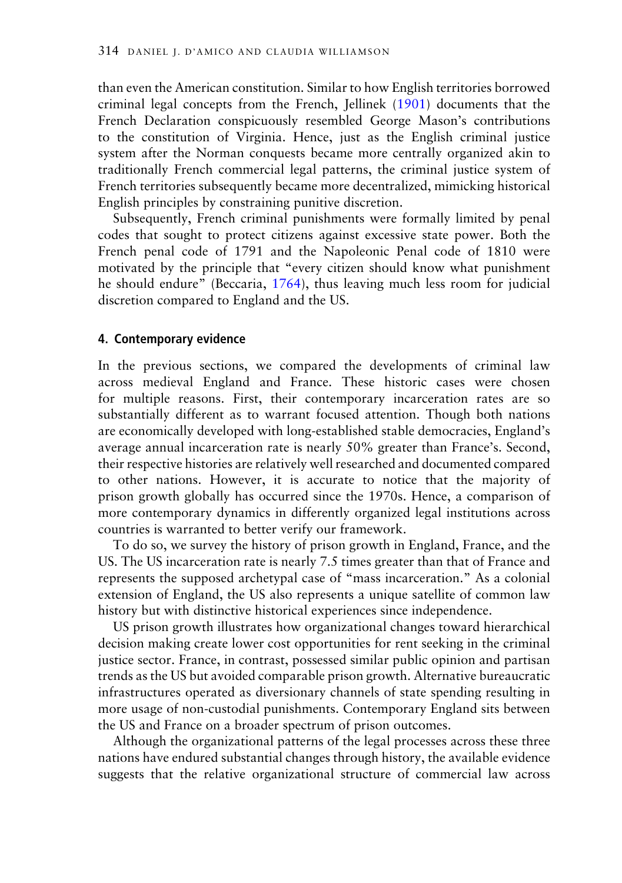than even the American constitution. Similar to how English territories borrowed criminal legal concepts from the French, Jellinek (1901) documents that the French Declaration conspicuously resembled George Mason's contributions to the constitution of Virginia. Hence, just as the English criminal justice system after the Norman conquests became more centrally organized akin to traditionally French commercial legal patterns, the criminal justice system of French territories subsequently became more decentralized, mimicking historical English principles by constraining punitive discretion.

Subsequently, French criminal punishments were formally limited by penal codes that sought to protect citizens against excessive state power. Both the French penal code of 1791 and the Napoleonic Penal code of 1810 were motivated by the principle that "every citizen should know what punishment he should endure" (Beccaria, 1764), thus leaving much less room for judicial discretion compared to England and the US.

## 4. Contemporary evidence

In the previous sections, we compared the developments of criminal law across medieval England and France. These historic cases were chosen for multiple reasons. First, their contemporary incarceration rates are so substantially different as to warrant focused attention. Though both nations are economically developed with long-established stable democracies, England's average annual incarceration rate is nearly 50% greater than France's. Second, their respective histories are relatively well researched and documented compared to other nations. However, it is accurate to notice that the majority of prison growth globally has occurred since the 1970s. Hence, a comparison of more contemporary dynamics in differently organized legal institutions across countries is warranted to better verify our framework.

To do so, we survey the history of prison growth in England, France, and the US. The US incarceration rate is nearly 7.5 times greater than that of France and represents the supposed archetypal case of "mass incarceration." As a colonial extension of England, the US also represents a unique satellite of common law history but with distinctive historical experiences since independence.

US prison growth illustrates how organizational changes toward hierarchical decision making create lower cost opportunities for rent seeking in the criminal justice sector. France, in contrast, possessed similar public opinion and partisan trends as the US but avoided comparable prison growth. Alternative bureaucratic infrastructures operated as diversionary channels of state spending resulting in more usage of non-custodial punishments. Contemporary England sits between the US and France on a broader spectrum of prison outcomes.

Although the organizational patterns of the legal processes across these three nations have endured substantial changes through history, the available evidence suggests that the relative organizational structure of commercial law across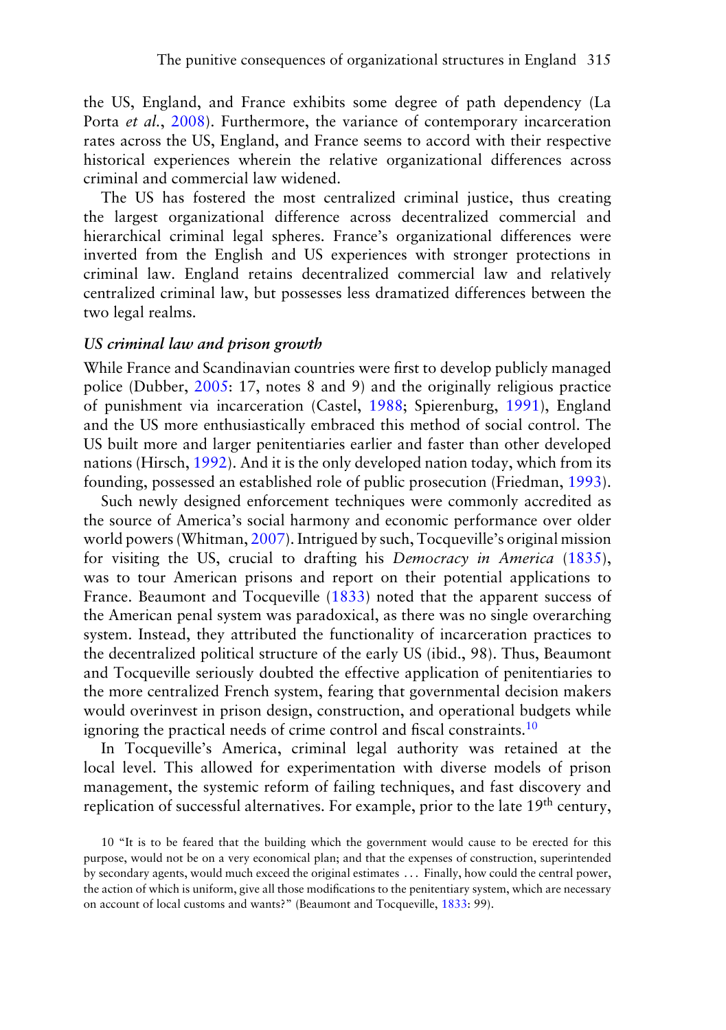the US, England, and France exhibits some degree of path dependency (La Porta *et al.*, 2008). Furthermore, the variance of contemporary incarceration rates across the US, England, and France seems to accord with their respective historical experiences wherein the relative organizational differences across criminal and commercial law widened.

The US has fostered the most centralized criminal justice, thus creating the largest organizational difference across decentralized commercial and hierarchical criminal legal spheres. France's organizational differences were inverted from the English and US experiences with stronger protections in criminal law. England retains decentralized commercial law and relatively centralized criminal law, but possesses less dramatized differences between the two legal realms.

### *US criminal law and prison growth*

While France and Scandinavian countries were first to develop publicly managed police (Dubber, 2005: 17, notes 8 and 9) and the originally religious practice of punishment via incarceration (Castel, 1988; Spierenburg, 1991), England and the US more enthusiastically embraced this method of social control. The US built more and larger penitentiaries earlier and faster than other developed nations (Hirsch, 1992). And it is the only developed nation today, which from its founding, possessed an established role of public prosecution (Friedman, 1993).

Such newly designed enforcement techniques were commonly accredited as the source of America's social harmony and economic performance over older world powers (Whitman, 2007). Intrigued by such, Tocqueville's original mission for visiting the US, crucial to drafting his *Democracy in America* (1835), was to tour American prisons and report on their potential applications to France. Beaumont and Tocqueville (1833) noted that the apparent success of the American penal system was paradoxical, as there was no single overarching system. Instead, they attributed the functionality of incarceration practices to the decentralized political structure of the early US (ibid., 98). Thus, Beaumont and Tocqueville seriously doubted the effective application of penitentiaries to the more centralized French system, fearing that governmental decision makers would overinvest in prison design, construction, and operational budgets while ignoring the practical needs of crime control and fiscal constraints.[10]

In Tocqueville's America, criminal legal authority was retained at the local level. This allowed for experimentation with diverse models of prison management, the systemic reform of failing techniques, and fast discovery and replication of successful alternatives. For example, prior to the late 19$^{th}$ century,

10 "It is to be feared that the building which the government would cause to be erected for this purpose, would not be on a very economical plan; and that the expenses of construction, superintended by secondary agents, would much exceed the original estimates ... Finally, how could the central power, the action of which is uniform, give all those modifications to the penitentiary system, which are necessary on account of local customs and wants?" (Beaumont and Tocqueville, 1833: 99).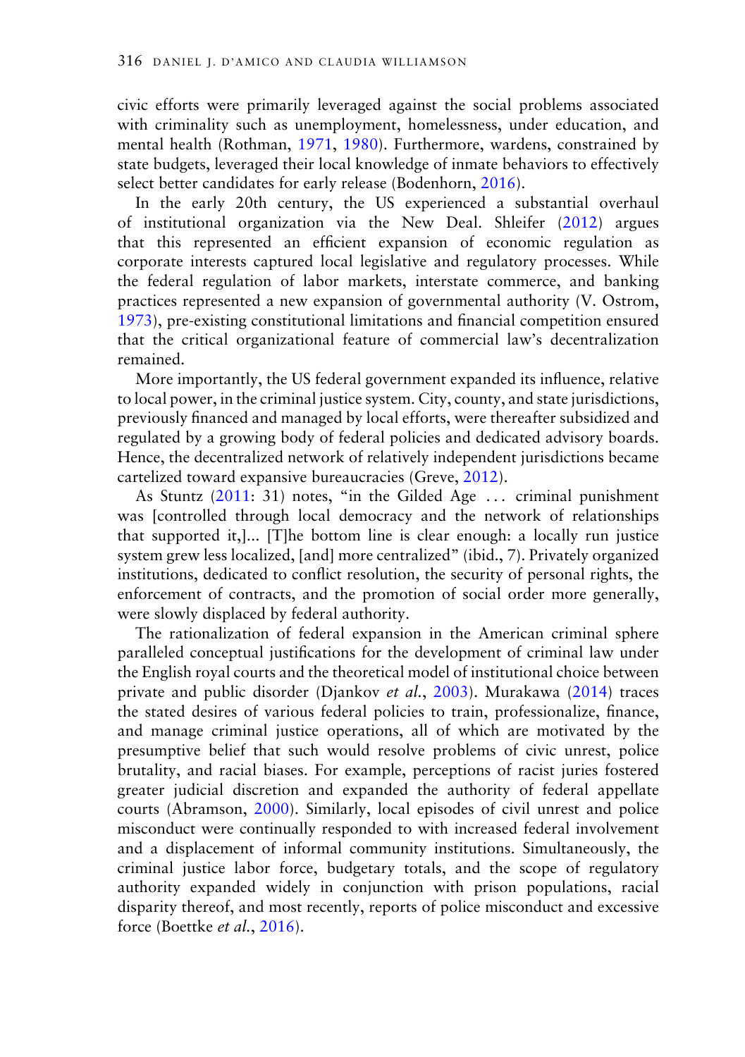civic efforts were primarily leveraged against the social problems associated with criminality such as unemployment, homelessness, under education, and mental health (Rothman, 1971, 1980). Furthermore, wardens, constrained by state budgets, leveraged their local knowledge of inmate behaviors to effectively select better candidates for early release (Bodenhorn, 2016).

In the early 20th century, the US experienced a substantial overhaul of institutional organization via the New Deal. Shleifer (2012) argues that this represented an efficient expansion of economic regulation as corporate interests captured local legislative and regulatory processes. While the federal regulation of labor markets, interstate commerce, and banking practices represented a new expansion of governmental authority (V. Ostrom, 1973), pre-existing constitutional limitations and financial competition ensured that the critical organizational feature of commercial law's decentralization remained.

More importantly, the US federal government expanded its influence, relative to local power, in the criminal justice system. City, county, and state jurisdictions, previously financed and managed by local efforts, were thereafter subsidized and regulated by a growing body of federal policies and dedicated advisory boards. Hence, the decentralized network of relatively independent jurisdictions became cartelized toward expansive bureaucracies (Greve, 2012).

As Stuntz (2011: 31) notes, "in the Gilded Age … criminal punishment was [controlled through local democracy and the network of relationships that supported it,]... [T]he bottom line is clear enough: a locally run justice system grew less localized, [and] more centralized" (ibid., 7). Privately organized institutions, dedicated to conflict resolution, the security of personal rights, the enforcement of contracts, and the promotion of social order more generally, were slowly displaced by federal authority.

The rationalization of federal expansion in the American criminal sphere paralleled conceptual justifications for the development of criminal law under the English royal courts and the theoretical model of institutional choice between private and public disorder (Djankov *et al.*, 2003). Murakawa (2014) traces the stated desires of various federal policies to train, professionalize, finance, and manage criminal justice operations, all of which are motivated by the presumptive belief that such would resolve problems of civic unrest, police brutality, and racial biases. For example, perceptions of racist juries fostered greater judicial discretion and expanded the authority of federal appellate courts (Abramson, 2000). Similarly, local episodes of civil unrest and police misconduct were continually responded to with increased federal involvement and a displacement of informal community institutions. Simultaneously, the criminal justice labor force, budgetary totals, and the scope of regulatory authority expanded widely in conjunction with prison populations, racial disparity thereof, and most recently, reports of police misconduct and excessive force (Boettke *et al.*, 2016).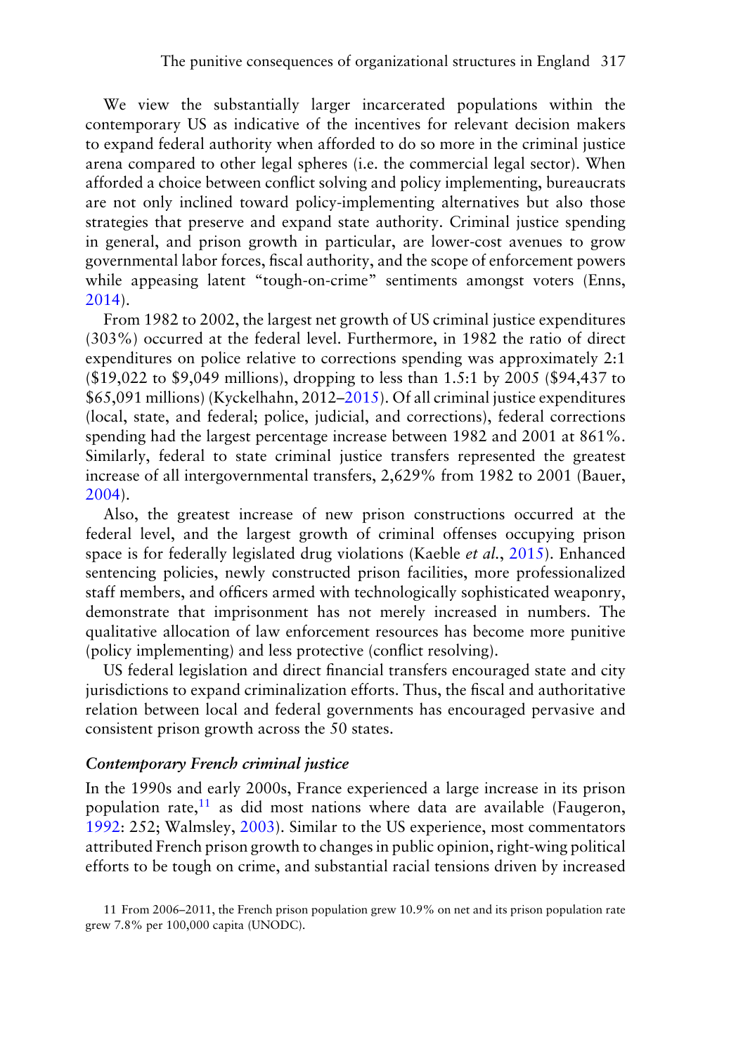We view the substantially larger incarcerated populations within the contemporary US as indicative of the incentives for relevant decision makers to expand federal authority when afforded to do so more in the criminal justice arena compared to other legal spheres (i.e. the commercial legal sector). When afforded a choice between conflict solving and policy implementing, bureaucrats are not only inclined toward policy-implementing alternatives but also those strategies that preserve and expand state authority. Criminal justice spending in general, and prison growth in particular, are lower-cost avenues to grow governmental labor forces, fiscal authority, and the scope of enforcement powers while appeasing latent "tough-on-crime" sentiments amongst voters (Enns, 2014).

From 1982 to 2002, the largest net growth of US criminal justice expenditures (303%) occurred at the federal level. Furthermore, in 1982 the ratio of direct expenditures on police relative to corrections spending was approximately 2:1 ($19,022 to $9,049 millions), dropping to less than 1.5:1 by 2005 ($94,437 to $65,091 millions) (Kyckelhahn, 2012–2015). Of all criminal justice expenditures (local, state, and federal; police, judicial, and corrections), federal corrections spending had the largest percentage increase between 1982 and 2001 at 861%. Similarly, federal to state criminal justice transfers represented the greatest increase of all intergovernmental transfers, 2,629% from 1982 to 2001 (Bauer, 2004).

Also, the greatest increase of new prison constructions occurred at the federal level, and the largest growth of criminal offenses occupying prison space is for federally legislated drug violations (Kaeble *et al.*, 2015). Enhanced sentencing policies, newly constructed prison facilities, more professionalized staff members, and officers armed with technologically sophisticated weaponry, demonstrate that imprisonment has not merely increased in numbers. The qualitative allocation of law enforcement resources has become more punitive (policy implementing) and less protective (conflict resolving).

US federal legislation and direct financial transfers encouraged state and city jurisdictions to expand criminalization efforts. Thus, the fiscal and authoritative relation between local and federal governments has encouraged pervasive and consistent prison growth across the 50 states.

### *Contemporary French criminal justice*

In the 1990s and early 2000s, France experienced a large increase in its prison population rate,[11] as did most nations where data are available (Faugeron, 1992: 252; Walmsley, 2003). Similar to the US experience, most commentators attributed French prison growth to changes in public opinion, right-wing political efforts to be tough on crime, and substantial racial tensions driven by increased

11 From 2006–2011, the French prison population grew 10.9% on net and its prison population rate grew 7.8% per 100,000 capita (UNODC).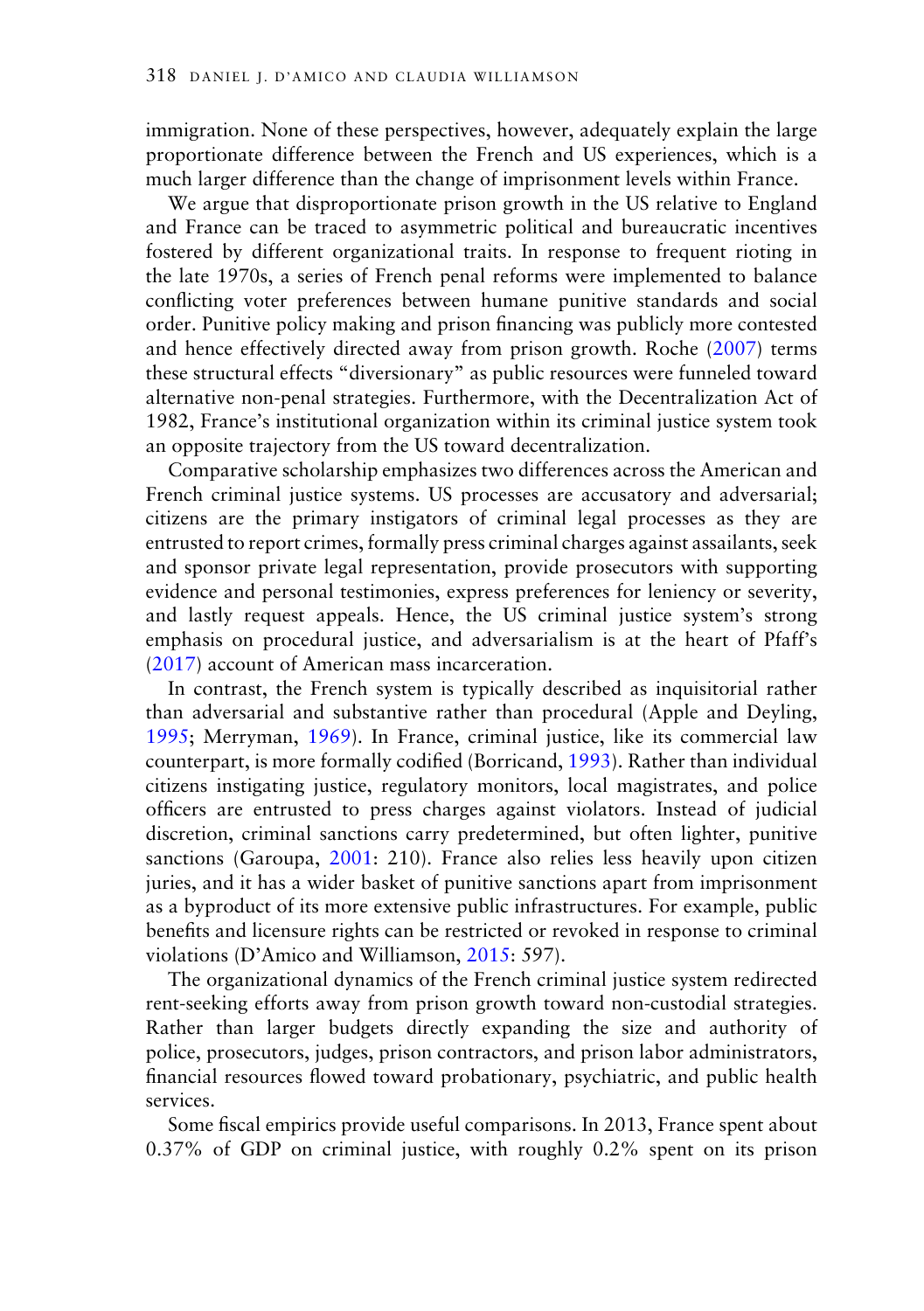immigration. None of these perspectives, however, adequately explain the large proportionate difference between the French and US experiences, which is a much larger difference than the change of imprisonment levels within France.

We argue that disproportionate prison growth in the US relative to England and France can be traced to asymmetric political and bureaucratic incentives fostered by different organizational traits. In response to frequent rioting in the late 1970s, a series of French penal reforms were implemented to balance conflicting voter preferences between humane punitive standards and social order. Punitive policy making and prison financing was publicly more contested and hence effectively directed away from prison growth. Roche (2007) terms these structural effects "diversionary" as public resources were funneled toward alternative non-penal strategies. Furthermore, with the Decentralization Act of 1982, France's institutional organization within its criminal justice system took an opposite trajectory from the US toward decentralization.

Comparative scholarship emphasizes two differences across the American and French criminal justice systems. US processes are accusatory and adversarial; citizens are the primary instigators of criminal legal processes as they are entrusted to report crimes, formally press criminal charges against assailants, seek and sponsor private legal representation, provide prosecutors with supporting evidence and personal testimonies, express preferences for leniency or severity, and lastly request appeals. Hence, the US criminal justice system's strong emphasis on procedural justice, and adversarialism is at the heart of Pfaff's (2017) account of American mass incarceration.

In contrast, the French system is typically described as inquisitorial rather than adversarial and substantive rather than procedural (Apple and Deyling, 1995; Merryman, 1969). In France, criminal justice, like its commercial law counterpart, is more formally codified (Borricand, 1993). Rather than individual citizens instigating justice, regulatory monitors, local magistrates, and police officers are entrusted to press charges against violators. Instead of judicial discretion, criminal sanctions carry predetermined, but often lighter, punitive sanctions (Garoupa, 2001: 210). France also relies less heavily upon citizen juries, and it has a wider basket of punitive sanctions apart from imprisonment as a byproduct of its more extensive public infrastructures. For example, public benefits and licensure rights can be restricted or revoked in response to criminal violations (D'Amico and Williamson, 2015: 597).

The organizational dynamics of the French criminal justice system redirected rent-seeking efforts away from prison growth toward non-custodial strategies. Rather than larger budgets directly expanding the size and authority of police, prosecutors, judges, prison contractors, and prison labor administrators, financial resources flowed toward probationary, psychiatric, and public health services.

Some fiscal empirics provide useful comparisons. In 2013, France spent about 0.37% of GDP on criminal justice, with roughly 0.2% spent on its prison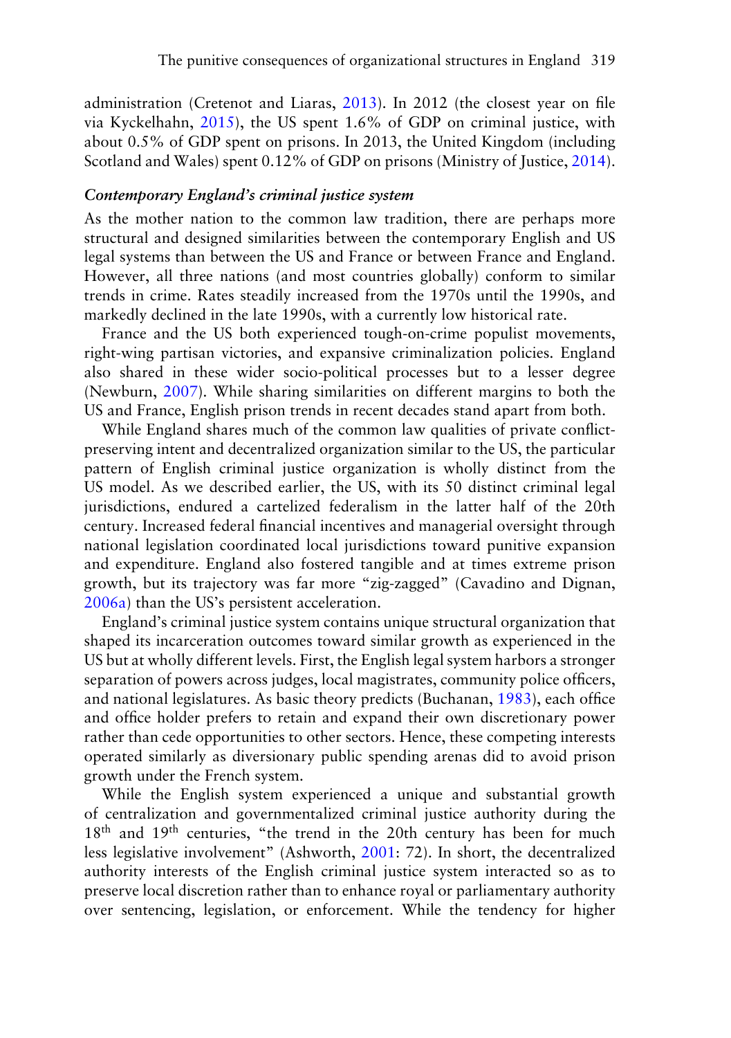administration (Cretenot and Liaras, 2013). In 2012 (the closest year on file via Kyckelhahn, 2015), the US spent 1.6% of GDP on criminal justice, with about 0.5% of GDP spent on prisons. In 2013, the United Kingdom (including Scotland and Wales) spent 0.12% of GDP on prisons (Ministry of Justice, 2014).

### *Contemporary England's criminal justice system*

As the mother nation to the common law tradition, there are perhaps more structural and designed similarities between the contemporary English and US legal systems than between the US and France or between France and England. However, all three nations (and most countries globally) conform to similar trends in crime. Rates steadily increased from the 1970s until the 1990s, and markedly declined in the late 1990s, with a currently low historical rate.

France and the US both experienced tough-on-crime populist movements, right-wing partisan victories, and expansive criminalization policies. England also shared in these wider socio-political processes but to a lesser degree (Newburn, 2007). While sharing similarities on different margins to both the US and France, English prison trends in recent decades stand apart from both.

While England shares much of the common law qualities of private conflict-preserving intent and decentralized organization similar to the US, the particular pattern of English criminal justice organization is wholly distinct from the US model. As we described earlier, the US, with its 50 distinct criminal legal jurisdictions, endured a cartelized federalism in the latter half of the 20th century. Increased federal financial incentives and managerial oversight through national legislation coordinated local jurisdictions toward punitive expansion and expenditure. England also fostered tangible and at times extreme prison growth, but its trajectory was far more "zig-zagged" (Cavadino and Dignan, 2006a) than the US's persistent acceleration.

England's criminal justice system contains unique structural organization that shaped its incarceration outcomes toward similar growth as experienced in the US but at wholly different levels. First, the English legal system harbors a stronger separation of powers across judges, local magistrates, community police officers, and national legislatures. As basic theory predicts (Buchanan, 1983), each office and office holder prefers to retain and expand their own discretionary power rather than cede opportunities to other sectors. Hence, these competing interests operated similarly as diversionary public spending arenas did to avoid prison growth under the French system.

While the English system experienced a unique and substantial growth of centralization and governmentalized criminal justice authority during the 18th and 19th centuries, "the trend in the 20th century has been for much less legislative involvement" (Ashworth, 2001: 72). In short, the decentralized authority interests of the English criminal justice system interacted so as to preserve local discretion rather than to enhance royal or parliamentary authority over sentencing, legislation, or enforcement. While the tendency for higher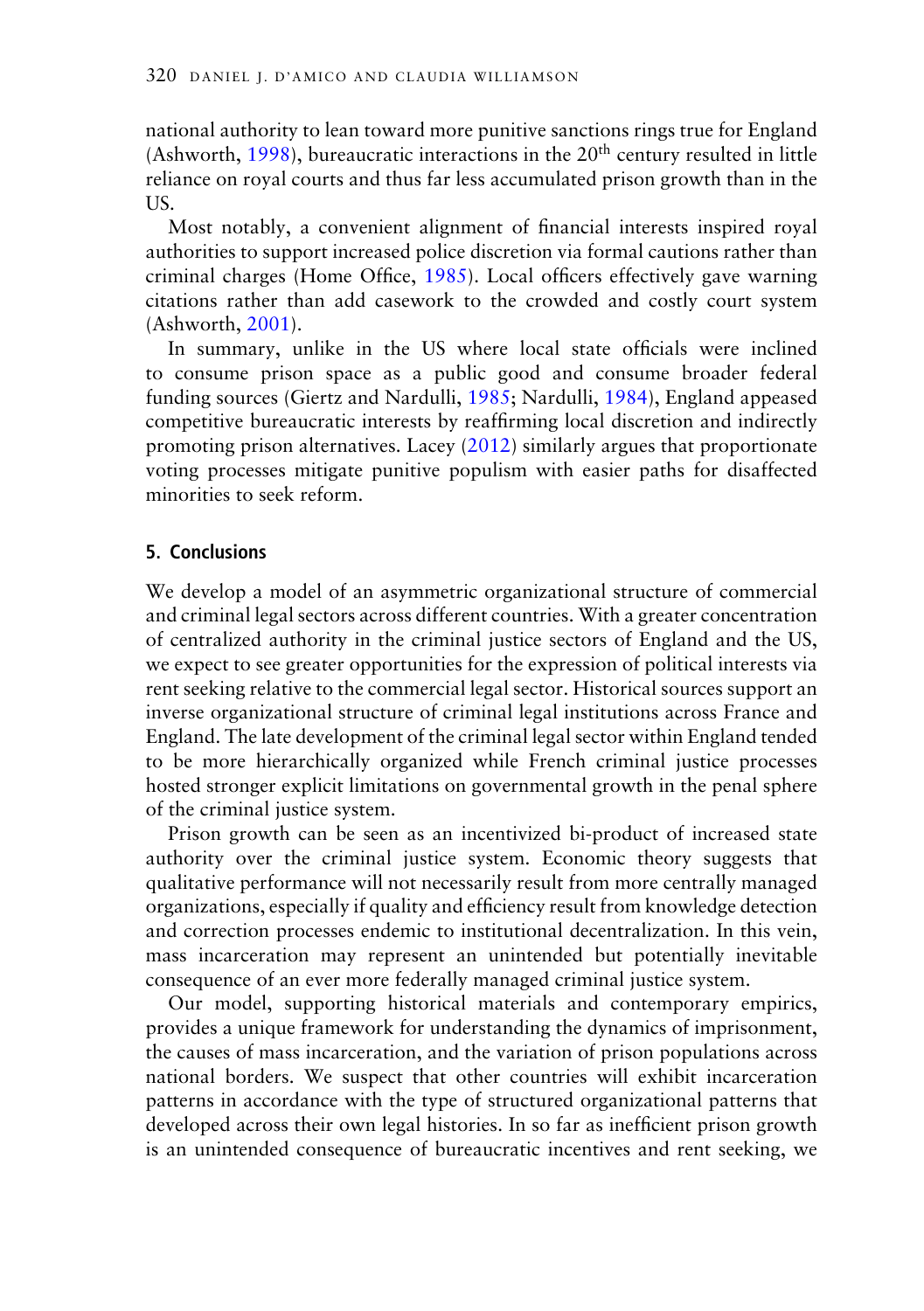national authority to lean toward more punitive sanctions rings true for England (Ashworth, 1998), bureaucratic interactions in the 20th century resulted in little reliance on royal courts and thus far less accumulated prison growth than in the US.

Most notably, a convenient alignment of financial interests inspired royal authorities to support increased police discretion via formal cautions rather than criminal charges (Home Office, 1985). Local officers effectively gave warning citations rather than add casework to the crowded and costly court system (Ashworth, 2001).

In summary, unlike in the US where local state officials were inclined to consume prison space as a public good and consume broader federal funding sources (Giertz and Nardulli, 1985; Nardulli, 1984), England appeased competitive bureaucratic interests by reaffirming local discretion and indirectly promoting prison alternatives. Lacey (2012) similarly argues that proportionate voting processes mitigate punitive populism with easier paths for disaffected minorities to seek reform.

## 5. Conclusions

We develop a model of an asymmetric organizational structure of commercial and criminal legal sectors across different countries. With a greater concentration of centralized authority in the criminal justice sectors of England and the US, we expect to see greater opportunities for the expression of political interests via rent seeking relative to the commercial legal sector. Historical sources support an inverse organizational structure of criminal legal institutions across France and England. The late development of the criminal legal sector within England tended to be more hierarchically organized while French criminal justice processes hosted stronger explicit limitations on governmental growth in the penal sphere of the criminal justice system.

Prison growth can be seen as an incentivized bi-product of increased state authority over the criminal justice system. Economic theory suggests that qualitative performance will not necessarily result from more centrally managed organizations, especially if quality and efficiency result from knowledge detection and correction processes endemic to institutional decentralization. In this vein, mass incarceration may represent an unintended but potentially inevitable consequence of an ever more federally managed criminal justice system.

Our model, supporting historical materials and contemporary empirics, provides a unique framework for understanding the dynamics of imprisonment, the causes of mass incarceration, and the variation of prison populations across national borders. We suspect that other countries will exhibit incarceration patterns in accordance with the type of structured organizational patterns that developed across their own legal histories. In so far as inefficient prison growth is an unintended consequence of bureaucratic incentives and rent seeking, we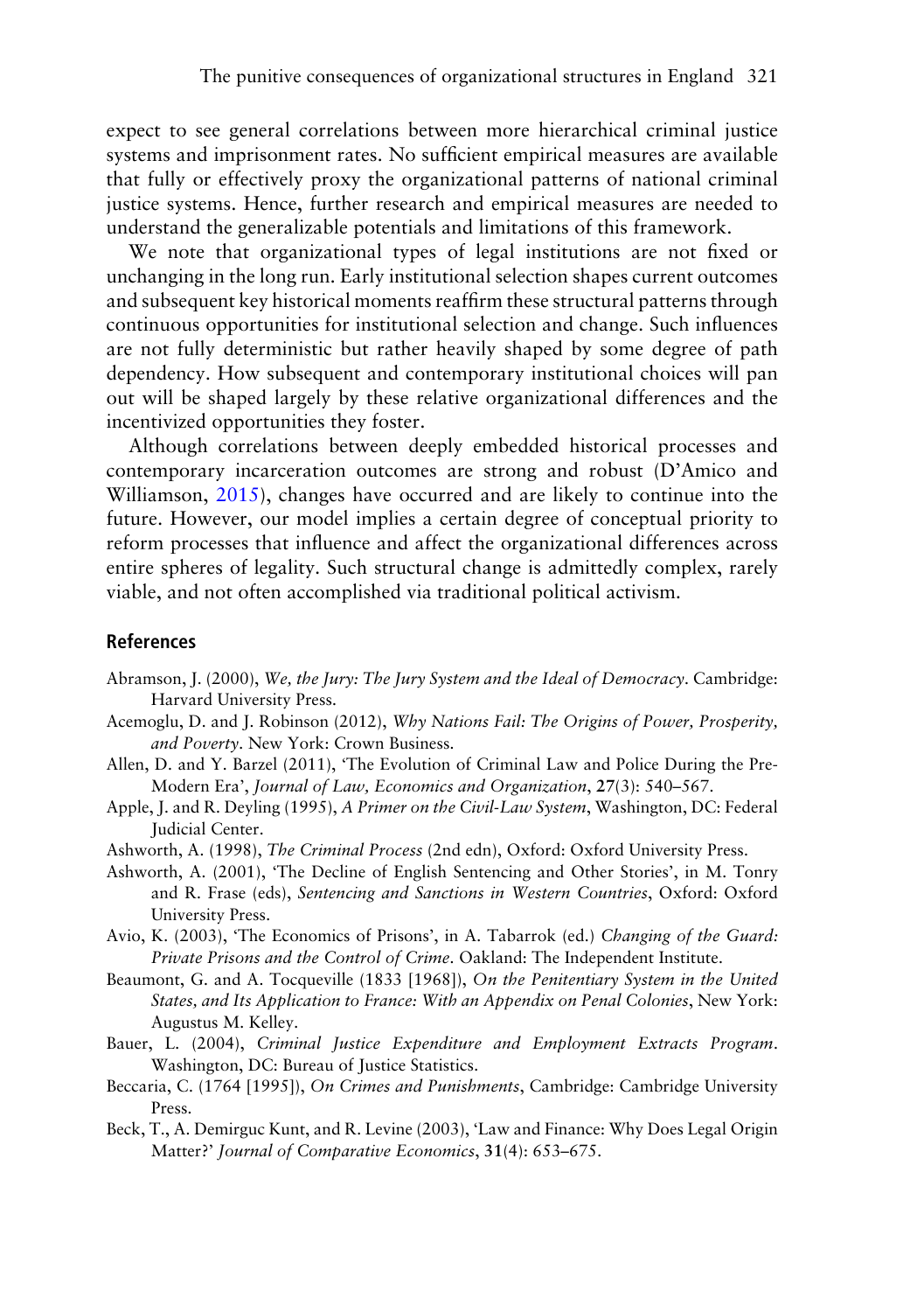expect to see general correlations between more hierarchical criminal justice systems and imprisonment rates. No sufficient empirical measures are available that fully or effectively proxy the organizational patterns of national criminal justice systems. Hence, further research and empirical measures are needed to understand the generalizable potentials and limitations of this framework.

We note that organizational types of legal institutions are not fixed or unchanging in the long run. Early institutional selection shapes current outcomes and subsequent key historical moments reaffirm these structural patterns through continuous opportunities for institutional selection and change. Such influences are not fully deterministic but rather heavily shaped by some degree of path dependency. How subsequent and contemporary institutional choices will pan out will be shaped largely by these relative organizational differences and the incentivized opportunities they foster.

Although correlations between deeply embedded historical processes and contemporary incarceration outcomes are strong and robust (D'Amico and Williamson, 2015), changes have occurred and are likely to continue into the future. However, our model implies a certain degree of conceptual priority to reform processes that influence and affect the organizational differences across entire spheres of legality. Such structural change is admittedly complex, rarely viable, and not often accomplished via traditional political activism.

## References

Abramson, J. (2000), *We, the Jury: The Jury System and the Ideal of Democracy*. Cambridge: Harvard University Press.

Acemoglu, D. and J. Robinson (2012), *Why Nations Fail: The Origins of Power, Prosperity, and Poverty*. New York: Crown Business.

Allen, D. and Y. Barzel (2011), 'The Evolution of Criminal Law and Police During the Pre-Modern Era', *Journal of Law, Economics and Organization*, **27**(3): 540–567.

Apple, J. and R. Deyling (1995), *A Primer on the Civil-Law System*, Washington, DC: Federal Judicial Center.

Ashworth, A. (1998), *The Criminal Process* (2nd edn), Oxford: Oxford University Press.

Ashworth, A. (2001), 'The Decline of English Sentencing and Other Stories', in M. Tonry and R. Frase (eds), *Sentencing and Sanctions in Western Countries*, Oxford: Oxford University Press.

Avio, K. (2003), 'The Economics of Prisons', in A. Tabarrok (ed.) *Changing of the Guard: Private Prisons and the Control of Crime*. Oakland: The Independent Institute.

Beaumont, G. and A. Tocqueville (1833 [1968]), *On the Penitentiary System in the United States, and Its Application to France: With an Appendix on Penal Colonies*, New York: Augustus M. Kelley.

Bauer, L. (2004), *Criminal Justice Expenditure and Employment Extracts Program*. Washington, DC: Bureau of Justice Statistics.

Beccaria, C. (1764 [1995]), *On Crimes and Punishments*, Cambridge: Cambridge University Press.

Beck, T., A. Demirguc Kunt, and R. Levine (2003), 'Law and Finance: Why Does Legal Origin Matter?' *Journal of Comparative Economics*, **31**(4): 653–675.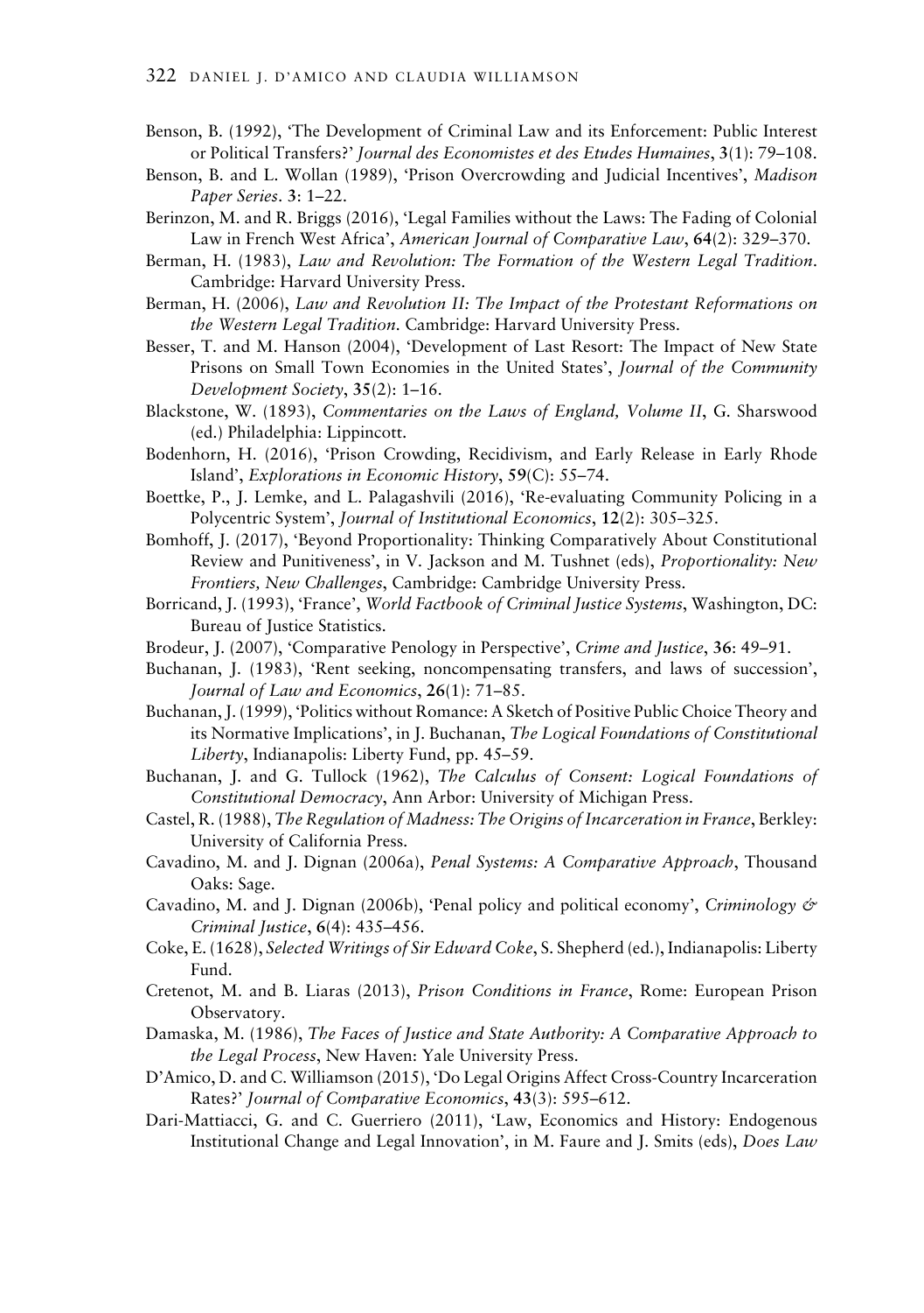Benson, B. (1992), 'The Development of Criminal Law and its Enforcement: Public Interest or Political Transfers?' *Journal des Economistes et des Etudes Humaines*, **3**(1): 79–108.

Benson, B. and L. Wollan (1989), 'Prison Overcrowding and Judicial Incentives', *Madison Paper Series*. **3**: 1–22.

Berinzon, M. and R. Briggs (2016), 'Legal Families without the Laws: The Fading of Colonial Law in French West Africa', *American Journal of Comparative Law*, **64**(2): 329–370.

Berman, H. (1983), *Law and Revolution: The Formation of the Western Legal Tradition*. Cambridge: Harvard University Press.

Berman, H. (2006), *Law and Revolution II: The Impact of the Protestant Reformations on the Western Legal Tradition*. Cambridge: Harvard University Press.

Besser, T. and M. Hanson (2004), 'Development of Last Resort: The Impact of New State Prisons on Small Town Economies in the United States', *Journal of the Community Development Society*, **35**(2): 1–16.

Blackstone, W. (1893), *Commentaries on the Laws of England, Volume II*, G. Sharswood (ed.) Philadelphia: Lippincott.

Bodenhorn, H. (2016), 'Prison Crowding, Recidivism, and Early Release in Early Rhode Island', *Explorations in Economic History*, **59**(C): 55–74.

Boettke, P., J. Lemke, and L. Palagashvili (2016), 'Re-evaluating Community Policing in a Polycentric System', *Journal of Institutional Economics*, **12**(2): 305–325.

Bomhoff, J. (2017), 'Beyond Proportionality: Thinking Comparatively About Constitutional Review and Punitiveness', in V. Jackson and M. Tushnet (eds), *Proportionality: New Frontiers, New Challenges*, Cambridge: Cambridge University Press.

Borricand, J. (1993), 'France', *World Factbook of Criminal Justice Systems*, Washington, DC: Bureau of Justice Statistics.

Brodeur, J. (2007), 'Comparative Penology in Perspective', *Crime and Justice*, **36**: 49–91.

Buchanan, J. (1983), 'Rent seeking, noncompensating transfers, and laws of succession', *Journal of Law and Economics*, **26**(1): 71–85.

Buchanan, J. (1999), 'Politics without Romance: A Sketch of Positive Public Choice Theory and its Normative Implications', in J. Buchanan, *The Logical Foundations of Constitutional Liberty*, Indianapolis: Liberty Fund, pp. 45–59.

Buchanan, J. and G. Tullock (1962), *The Calculus of Consent: Logical Foundations of Constitutional Democracy*, Ann Arbor: University of Michigan Press.

Castel, R. (1988), *The Regulation of Madness: The Origins of Incarceration in France*, Berkley: University of California Press.

Cavadino, M. and J. Dignan (2006a), *Penal Systems: A Comparative Approach*, Thousand Oaks: Sage.

Cavadino, M. and J. Dignan (2006b), 'Penal policy and political economy', *Criminology & Criminal Justice*, **6**(4): 435–456.

Coke, E. (1628), *Selected Writings of Sir Edward Coke*, S. Shepherd (ed.), Indianapolis: Liberty Fund.

Cretenot, M. and B. Liaras (2013), *Prison Conditions in France*, Rome: European Prison Observatory.

Damaska, M. (1986), *The Faces of Justice and State Authority: A Comparative Approach to the Legal Process*, New Haven: Yale University Press.

D'Amico, D. and C. Williamson (2015), 'Do Legal Origins Affect Cross-Country Incarceration Rates?' *Journal of Comparative Economics*, **43**(3): 595–612.

Dari-Mattiacci, G. and C. Guerriero (2011), 'Law, Economics and History: Endogenous Institutional Change and Legal Innovation', in M. Faure and J. Smits (eds), *Does Law*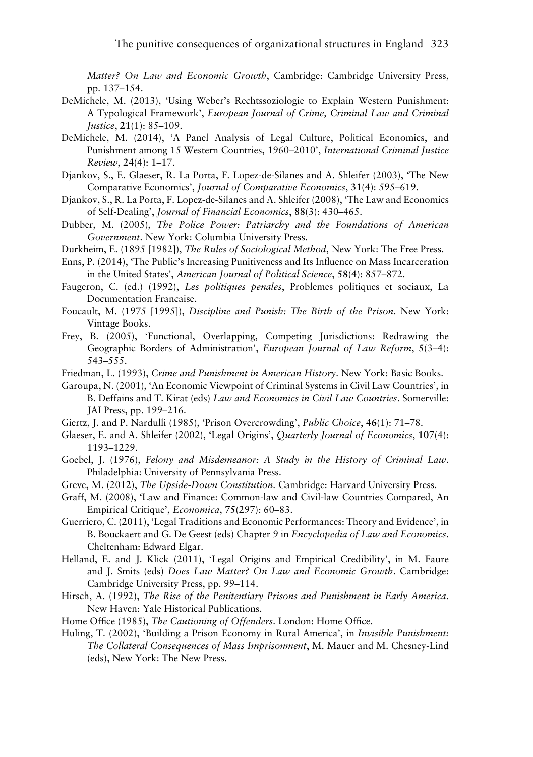*Matter? On Law and Economic Growth*, Cambridge: Cambridge University Press, pp. 137–154.

DeMichele, M. (2013), 'Using Weber's Rechtssoziologie to Explain Western Punishment: A Typological Framework', *European Journal of Crime, Criminal Law and Criminal Justice*, **21**(1): 85–109.

DeMichele, M. (2014), 'A Panel Analysis of Legal Culture, Political Economics, and Punishment among 15 Western Countries, 1960–2010', *International Criminal Justice Review*, **24**(4): 1–17.

Djankov, S., E. Glaeser, R. La Porta, F. Lopez-de-Silanes and A. Shleifer (2003), 'The New Comparative Economics', *Journal of Comparative Economics*, **31**(4): 595–619.

Djankov, S., R. La Porta, F. Lopez-de-Silanes and A. Shleifer (2008), 'The Law and Economics of Self-Dealing', *Journal of Financial Economics*, **88**(3): 430–465.

Dubber, M. (2005), *The Police Power: Patriarchy and the Foundations of American Government*. New York: Columbia University Press.

Durkheim, E. (1895 [1982]), *The Rules of Sociological Method*, New York: The Free Press.

Enns, P. (2014), 'The Public's Increasing Punitiveness and Its Influence on Mass Incarceration in the United States', *American Journal of Political Science*, **58**(4): 857–872.

Faugeron, C. (ed.) (1992), *Les politiques penales*, Problemes politiques et sociaux, La Documentation Francaise.

Foucault, M. (1975 [1995]), *Discipline and Punish: The Birth of the Prison*. New York: Vintage Books.

Frey, B. (2005), 'Functional, Overlapping, Competing Jurisdictions: Redrawing the Geographic Borders of Administration', *European Journal of Law Reform*, **5**(3–4): 543–555.

Friedman, L. (1993), *Crime and Punishment in American History*. New York: Basic Books.

Garoupa, N. (2001), 'An Economic Viewpoint of Criminal Systems in Civil Law Countries', in B. Deffains and T. Kirat (eds) *Law and Economics in Civil Law Countries*. Somerville: JAI Press, pp. 199–216.

Giertz, J. and P. Nardulli (1985), 'Prison Overcrowding', *Public Choice*, **46**(1): 71–78.

Glaeser, E. and A. Shleifer (2002), 'Legal Origins', *Quarterly Journal of Economics*, **107**(4): 1193–1229.

Goebel, J. (1976), *Felony and Misdemeanor: A Study in the History of Criminal Law*. Philadelphia: University of Pennsylvania Press.

Greve, M. (2012), *The Upside-Down Constitution*. Cambridge: Harvard University Press.

Graff, M. (2008), 'Law and Finance: Common-law and Civil-law Countries Compared, An Empirical Critique', *Economica*, **75**(297): 60–83.

Guerriero, C. (2011), 'Legal Traditions and Economic Performances: Theory and Evidence', in B. Bouckaert and G. De Geest (eds) Chapter 9 in *Encyclopedia of Law and Economics*. Cheltenham: Edward Elgar.

Helland, E. and J. Klick (2011), 'Legal Origins and Empirical Credibility', in M. Faure and J. Smits (eds) *Does Law Matter? On Law and Economic Growth*. Cambridge: Cambridge University Press, pp. 99–114.

Hirsch, A. (1992), *The Rise of the Penitentiary Prisons and Punishment in Early America*. New Haven: Yale Historical Publications.

Home Office (1985), *The Cautioning of Offenders*. London: Home Office.

Huling, T. (2002), 'Building a Prison Economy in Rural America', in *Invisible Punishment: The Collateral Consequences of Mass Imprisonment*, M. Mauer and M. Chesney-Lind (eds), New York: The New Press.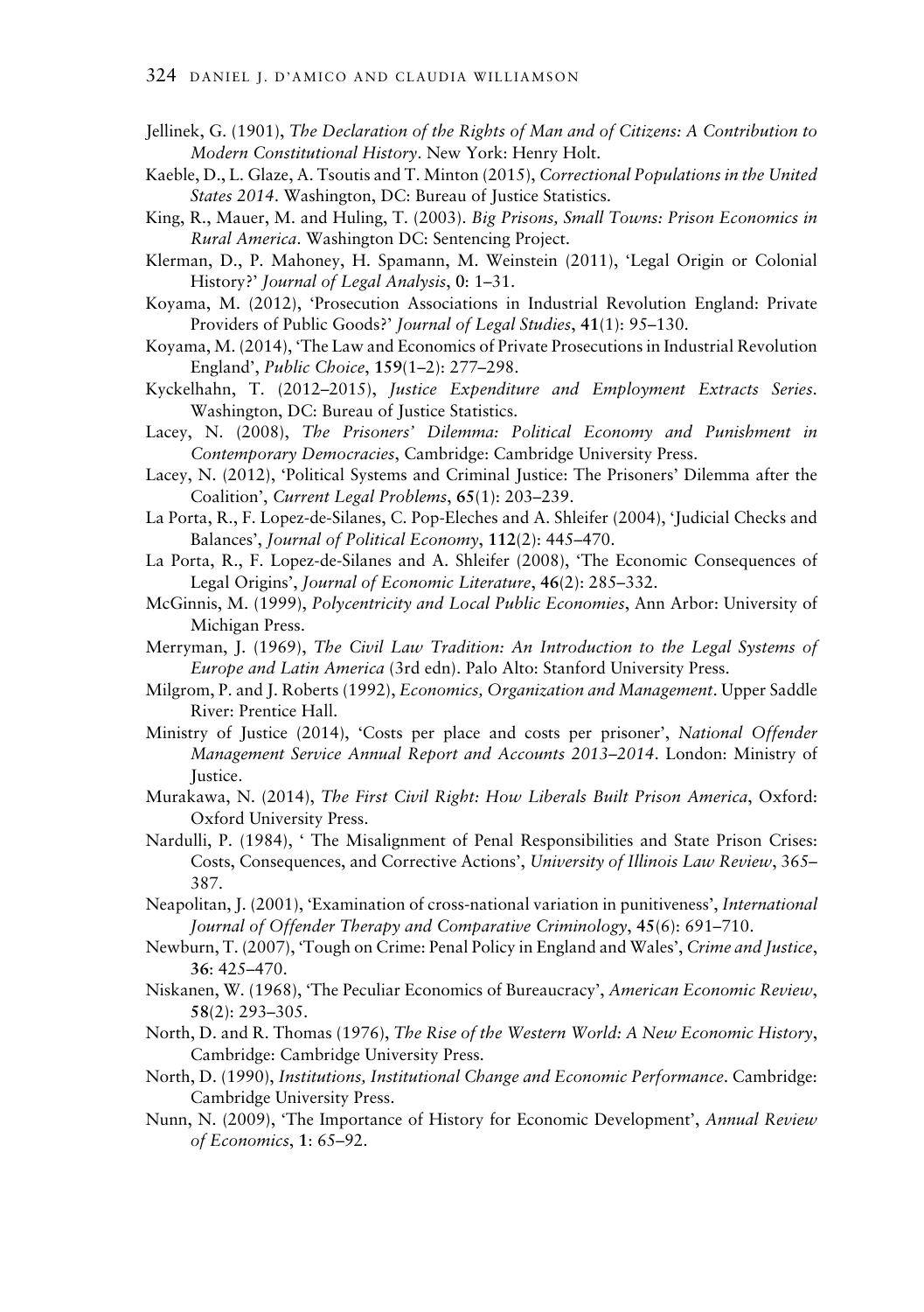Jellinek, G. (1901), *The Declaration of the Rights of Man and of Citizens: A Contribution to Modern Constitutional History*. New York: Henry Holt.

Kaeble, D., L. Glaze, A. Tsoutis and T. Minton (2015), *Correctional Populations in the United States 2014*. Washington, DC: Bureau of Justice Statistics.

King, R., Mauer, M. and Huling, T. (2003). *Big Prisons, Small Towns: Prison Economics in Rural America*. Washington DC: Sentencing Project.

Klerman, D., P. Mahoney, H. Spamann, M. Weinstein (2011), 'Legal Origin or Colonial History?' *Journal of Legal Analysis*, **0**: 1–31.

Koyama, M. (2012), 'Prosecution Associations in Industrial Revolution England: Private Providers of Public Goods?' *Journal of Legal Studies*, **41**(1): 95–130.

Koyama, M. (2014), 'The Law and Economics of Private Prosecutions in Industrial Revolution England', *Public Choice*, **159**(1–2): 277–298.

Kyckelhahn, T. (2012–2015), *Justice Expenditure and Employment Extracts Series*. Washington, DC: Bureau of Justice Statistics.

Lacey, N. (2008), *The Prisoners' Dilemma: Political Economy and Punishment in Contemporary Democracies*, Cambridge: Cambridge University Press.

Lacey, N. (2012), 'Political Systems and Criminal Justice: The Prisoners' Dilemma after the Coalition', *Current Legal Problems*, **65**(1): 203–239.

La Porta, R., F. Lopez-de-Silanes, C. Pop-Eleches and A. Shleifer (2004), 'Judicial Checks and Balances', *Journal of Political Economy*, **112**(2): 445–470.

La Porta, R., F. Lopez-de-Silanes and A. Shleifer (2008), 'The Economic Consequences of Legal Origins', *Journal of Economic Literature*, **46**(2): 285–332.

McGinnis, M. (1999), *Polycentricity and Local Public Economies*, Ann Arbor: University of Michigan Press.

Merryman, J. (1969), *The Civil Law Tradition: An Introduction to the Legal Systems of Europe and Latin America* (3rd edn). Palo Alto: Stanford University Press.

Milgrom, P. and J. Roberts (1992), *Economics, Organization and Management*. Upper Saddle River: Prentice Hall.

Ministry of Justice (2014), 'Costs per place and costs per prisoner', *National Offender Management Service Annual Report and Accounts 2013–2014*. London: Ministry of Justice.

Murakawa, N. (2014), *The First Civil Right: How Liberals Built Prison America*, Oxford: Oxford University Press.

Nardulli, P. (1984), ' The Misalignment of Penal Responsibilities and State Prison Crises: Costs, Consequences, and Corrective Actions', *University of Illinois Law Review*, 365–387.

Neapolitan, J. (2001), 'Examination of cross-national variation in punitiveness', *International Journal of Offender Therapy and Comparative Criminology*, **45**(6): 691–710.

Newburn, T. (2007), 'Tough on Crime: Penal Policy in England and Wales', *Crime and Justice*, **36**: 425–470.

Niskanen, W. (1968), 'The Peculiar Economics of Bureaucracy', *American Economic Review*, **58**(2): 293–305.

North, D. and R. Thomas (1976), *The Rise of the Western World: A New Economic History*, Cambridge: Cambridge University Press.

North, D. (1990), *Institutions, Institutional Change and Economic Performance*. Cambridge: Cambridge University Press.

Nunn, N. (2009), 'The Importance of History for Economic Development', *Annual Review of Economics*, **1**: 65–92.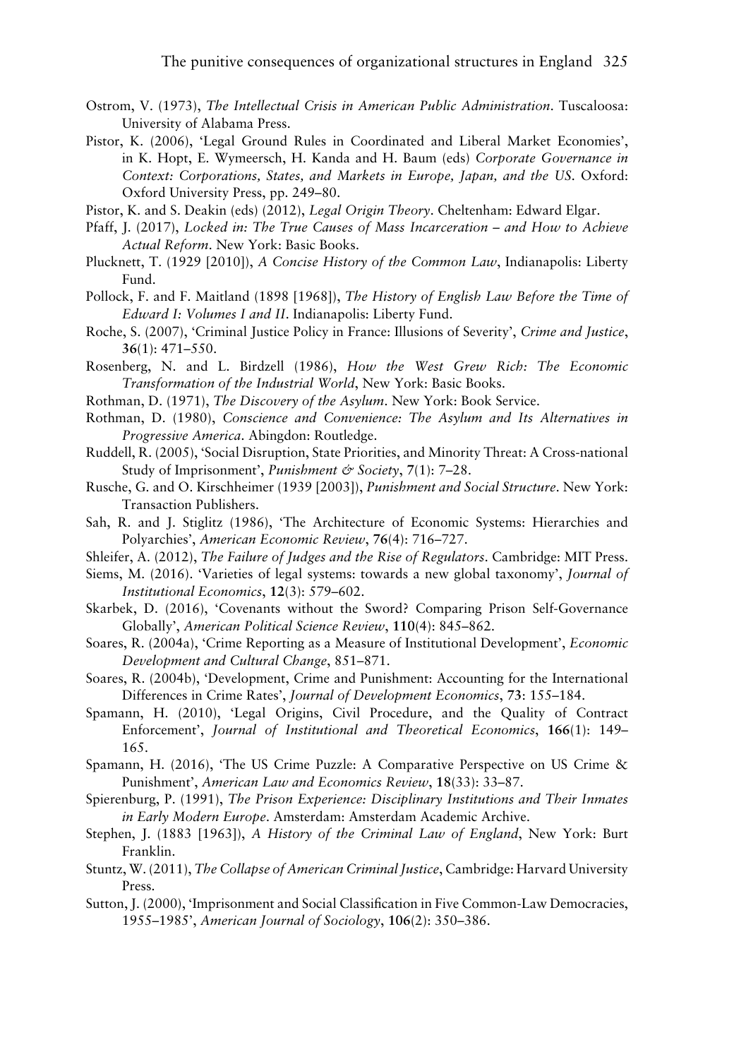Ostrom, V. (1973), *The Intellectual Crisis in American Public Administration*. Tuscaloosa: University of Alabama Press.

Pistor, K. (2006), 'Legal Ground Rules in Coordinated and Liberal Market Economies', in K. Hopt, E. Wymeersch, H. Kanda and H. Baum (eds) *Corporate Governance in Context: Corporations, States, and Markets in Europe, Japan, and the US*. Oxford: Oxford University Press, pp. 249–80.

Pistor, K. and S. Deakin (eds) (2012), *Legal Origin Theory*. Cheltenham: Edward Elgar.

Pfaff, J. (2017), *Locked in: The True Causes of Mass Incarceration – and How to Achieve Actual Reform*. New York: Basic Books.

Plucknett, T. (1929 [2010]), *A Concise History of the Common Law*, Indianapolis: Liberty Fund.

Pollock, F. and F. Maitland (1898 [1968]), *The History of English Law Before the Time of Edward I: Volumes I and II*. Indianapolis: Liberty Fund.

Roche, S. (2007), 'Criminal Justice Policy in France: Illusions of Severity', *Crime and Justice*, **36**(1): 471–550.

Rosenberg, N. and L. Birdzell (1986), *How the West Grew Rich: The Economic Transformation of the Industrial World*, New York: Basic Books.

Rothman, D. (1971), *The Discovery of the Asylum*. New York: Book Service.

Rothman, D. (1980), *Conscience and Convenience: The Asylum and Its Alternatives in Progressive America*. Abingdon: Routledge.

Ruddell, R. (2005), 'Social Disruption, State Priorities, and Minority Threat: A Cross-national Study of Imprisonment', *Punishment & Society*, **7**(1): 7–28.

Rusche, G. and O. Kirschheimer (1939 [2003]), *Punishment and Social Structure*. New York: Transaction Publishers.

Sah, R. and J. Stiglitz (1986), 'The Architecture of Economic Systems: Hierarchies and Polyarchies', *American Economic Review*, **76**(4): 716–727.

Shleifer, A. (2012), *The Failure of Judges and the Rise of Regulators*. Cambridge: MIT Press.

Siems, M. (2016). 'Varieties of legal systems: towards a new global taxonomy', *Journal of Institutional Economics*, **12**(3): 579–602.

Skarbek, D. (2016), 'Covenants without the Sword? Comparing Prison Self-Governance Globally', *American Political Science Review*, **110**(4): 845–862.

Soares, R. (2004a), 'Crime Reporting as a Measure of Institutional Development', *Economic Development and Cultural Change*, 851–871.

Soares, R. (2004b), 'Development, Crime and Punishment: Accounting for the International Differences in Crime Rates', *Journal of Development Economics*, **73**: 155–184.

Spamann, H. (2010), 'Legal Origins, Civil Procedure, and the Quality of Contract Enforcement', *Journal of Institutional and Theoretical Economics*, **166**(1): 149–165.

Spamann, H. (2016), 'The US Crime Puzzle: A Comparative Perspective on US Crime & Punishment', *American Law and Economics Review*, **18**(33): 33–87.

Spierenburg, P. (1991), *The Prison Experience: Disciplinary Institutions and Their Inmates in Early Modern Europe*. Amsterdam: Amsterdam Academic Archive.

Stephen, J. (1883 [1963]), *A History of the Criminal Law of England*, New York: Burt Franklin.

Stuntz, W. (2011), *The Collapse of American Criminal Justice*, Cambridge: Harvard University Press.

Sutton, J. (2000), 'Imprisonment and Social Classification in Five Common-Law Democracies, 1955–1985', *American Journal of Sociology*, **106**(2): 350–386.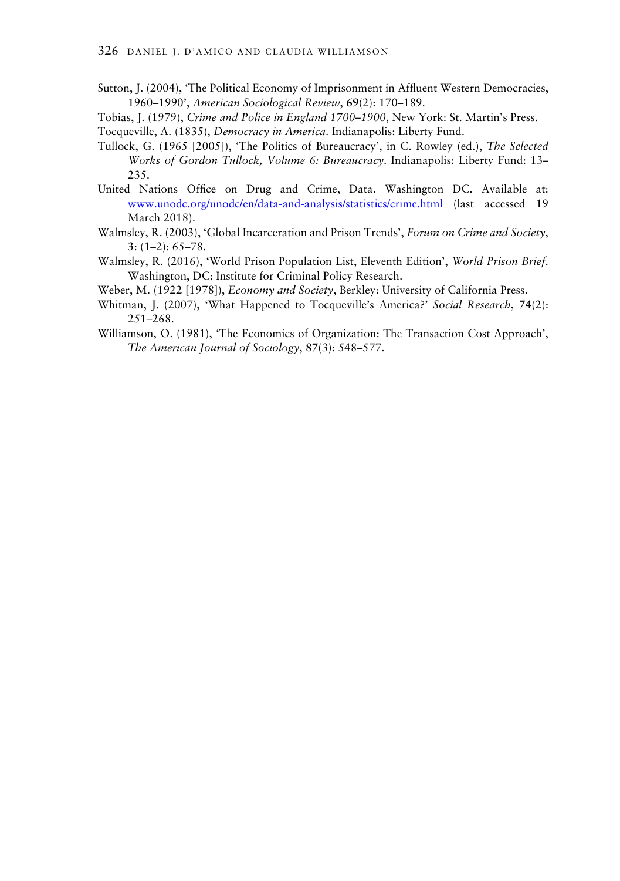Sutton, J. (2004), 'The Political Economy of Imprisonment in Affluent Western Democracies, 1960–1990', *American Sociological Review*, **69**(2): 170–189.

Tobias, J. (1979), *Crime and Police in England 1700–1900*, New York: St. Martin's Press.

Tocqueville, A. (1835), *Democracy in America*. Indianapolis: Liberty Fund.

Tullock, G. (1965 [2005]), 'The Politics of Bureaucracy', in C. Rowley (ed.), *The Selected Works of Gordon Tullock, Volume 6: Bureaucracy*. Indianapolis: Liberty Fund: 13–235.

United Nations Office on Drug and Crime, Data. Washington DC. Available at: www.unodc.org/unodc/en/data-and-analysis/statistics/crime.html (last accessed 19 March 2018).

Walmsley, R. (2003), 'Global Incarceration and Prison Trends', *Forum on Crime and Society*, **3**: (1–2): 65–78.

Walmsley, R. (2016), 'World Prison Population List, Eleventh Edition', *World Prison Brief*. Washington, DC: Institute for Criminal Policy Research.

Weber, M. (1922 [1978]), *Economy and Society*, Berkley: University of California Press.

Whitman, J. (2007), 'What Happened to Tocqueville's America?' *Social Research*, **74**(2): 251–268.

Williamson, O. (1981), 'The Economics of Organization: The Transaction Cost Approach', *The American Journal of Sociology*, **87**(3): 548–577.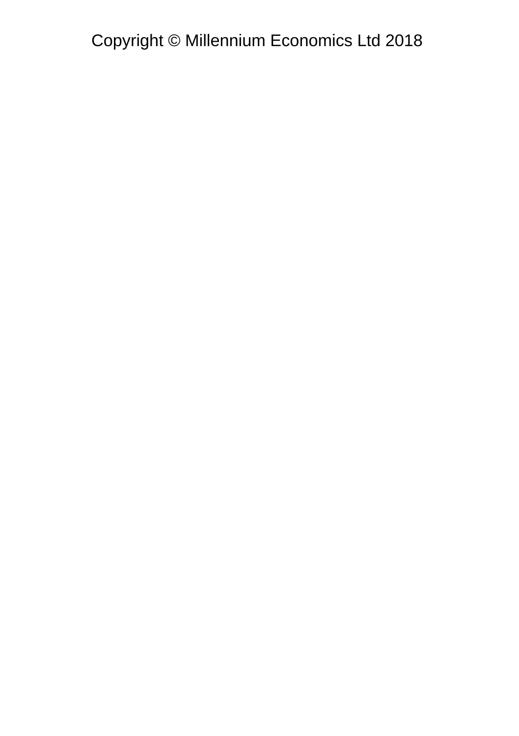Copyright © Millennium Economics Ltd 2018